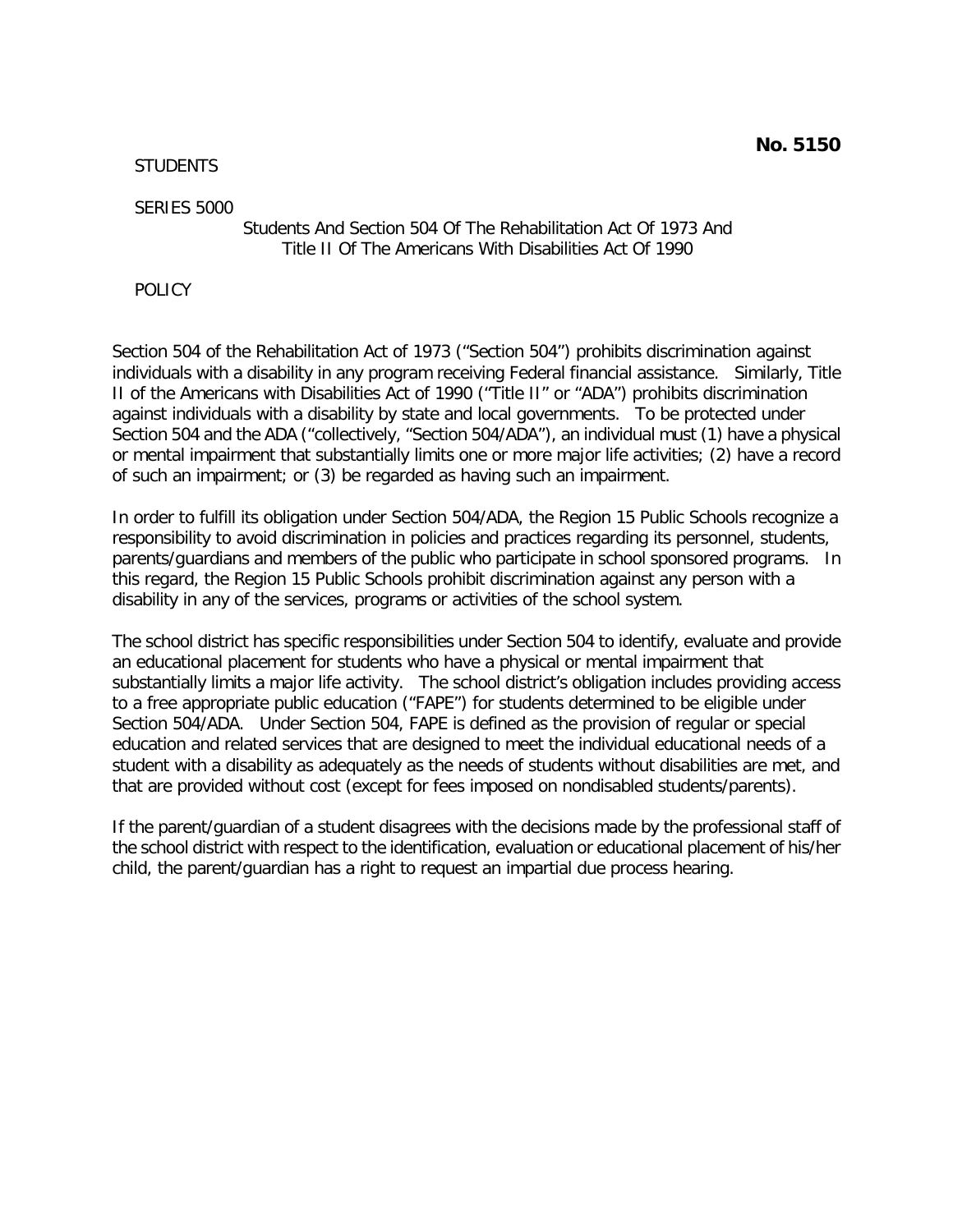**No. 5150**

STUDENTS

SERIES 5000

Students And Section 504 Of The Rehabilitation Act Of 1973 And Title II Of The Americans With Disabilities Act Of 1990

POLICY

Section 504 of the Rehabilitation Act of 1973 ("Section 504") prohibits discrimination against individuals with a disability in any program receiving Federal financial assistance. Similarly, Title II of the Americans with Disabilities Act of 1990 ("Title II" or "ADA") prohibits discrimination against individuals with a disability by state and local governments. To be protected under Section 504 and the ADA ("collectively, "Section 504/ADA"), an individual must (1) have a physical or mental impairment that substantially limits one or more major life activities; (2) have a record of such an impairment; or (3) be regarded as having such an impairment.

In order to fulfill its obligation under Section 504/ADA, the Region 15 Public Schools recognize a responsibility to avoid discrimination in policies and practices regarding its personnel, students, parents/guardians and members of the public who participate in school sponsored programs. In this regard, the Region 15 Public Schools prohibit discrimination against any person with a disability in any of the services, programs or activities of the school system.

The school district has specific responsibilities under Section 504 to identify, evaluate and provide an educational placement for students who have a physical or mental impairment that substantially limits a major life activity. The school district's obligation includes providing access to a free appropriate public education ("FAPE") for students determined to be eligible under Section 504/ADA. Under Section 504, FAPE is defined as the provision of regular or special education and related services that are designed to meet the individual educational needs of a student with a disability as adequately as the needs of students without disabilities are met, and that are provided without cost (except for fees imposed on nondisabled students/parents).

If the parent/guardian of a student disagrees with the decisions made by the professional staff of the school district with respect to the identification, evaluation or educational placement of his/her child, the parent/guardian has a right to request an impartial due process hearing.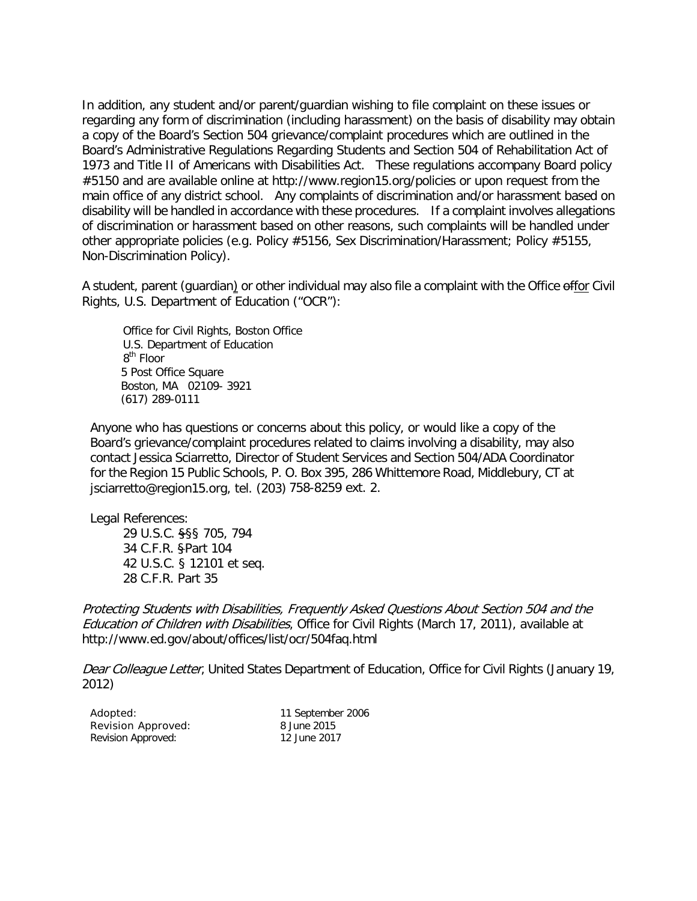In addition, any student and/or parent/guardian wishing to file complaint on these issues or regarding any form of discrimination (including harassment) on the basis of disability may obtain a copy of the Board's Section 504 grievance/complaint procedures which are outlined in the Board's Administrative Regulations Regarding Students and Section 504 of Rehabilitation Act of 1973 and Title II of Americans with Disabilities Act. These regulations accompany Board policy #5150 and are available online at http://www.region15.org/policies or upon request from the main office of any district school. Any complaints of discrimination and/or harassment based on disability will be handled in accordance with these procedures. If a complaint involves allegations of discrimination or harassment based on other reasons, such complaints will be handled under other appropriate policies (e.g. Policy #5156, Sex Discrimination/Harassment; Policy #5155, Non-Discrimination Policy).

A student, parent (guardian) or other individual may also file a complaint with the Office for Civil Rights, U.S. Department of Education ("OCR"):

Office for Civil Rights, Boston Office
U.S. Department of Education
8th Floor
5 Post Office Square
Boston, MA 02109- 3921
(617) 289-0111

Anyone who has questions or concerns about this policy, or would like a copy of the Board's grievance/complaint procedures related to claims involving a disability, may also contact Jessica Sciarretto, Director of Student Services and Section 504/ADA Coordinator for the Region 15 Public Schools, P. O. Box 395, 286 Whittemore Road, Middlebury, CT at jsciarretto@region15.org, tel. (203) 758-8259 ext. 2.

Legal References:

29 U.S.C. §§ 705, 794
34 C.F.R. Part 104
42 U.S.C. § 12101 et seq.
28 C.F.R. Part 35

*Protecting Students with Disabilities, Frequently Asked Questions About Section 504 and the Education of Children with Disabilities*, Office for Civil Rights (March 17, 2011), available at http://www.ed.gov/about/offices/list/ocr/504faq.html

*Dear Colleague Letter*, United States Department of Education, Office for Civil Rights (January 19, 2012)

| | |
|---|---|
| Adopted: | 11 September 2006 |
| Revision Approved: | 8 June 2015 |
| Revision Approved: | 12 June 2017 |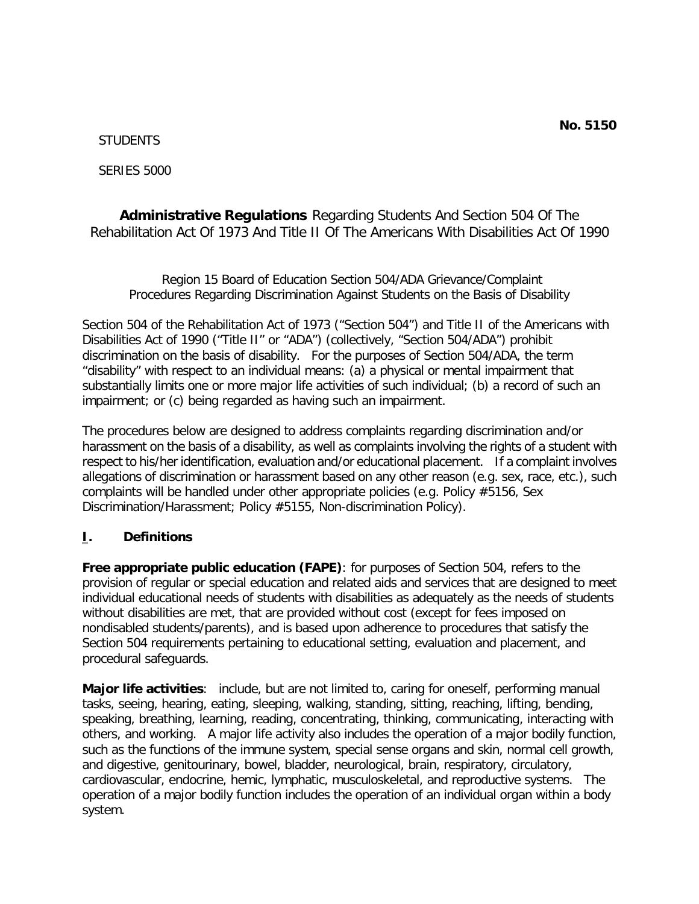**No. 5150**

STUDENTS

SERIES 5000

**Administrative Regulations** Regarding Students And Section 504 Of The Rehabilitation Act Of 1973 And Title II Of The Americans With Disabilities Act Of 1990

Region 15 Board of Education Section 504/ADA Grievance/Complaint Procedures Regarding Discrimination Against Students on the Basis of Disability

Section 504 of the Rehabilitation Act of 1973 ("Section 504") and Title II of the Americans with Disabilities Act of 1990 ("Title II" or "ADA") (collectively, "Section 504/ADA") prohibit discrimination on the basis of disability. For the purposes of Section 504/ADA, the term "disability" with respect to an individual means: (a) a physical or mental impairment that substantially limits one or more major life activities of such individual; (b) a record of such an impairment; or (c) being regarded as having such an impairment.

The procedures below are designed to address complaints regarding discrimination and/or harassment on the basis of a disability, as well as complaints involving the rights of a student with respect to his/her identification, evaluation and/or educational placement. If a complaint involves allegations of discrimination or harassment based on any other reason (e.g. sex, race, etc.), such complaints will be handled under other appropriate policies (e.g. Policy #5156, Sex Discrimination/Harassment; Policy #5155, Non-discrimination Policy).

## I. Definitions

**Free appropriate public education (FAPE)**: for purposes of Section 504, refers to the provision of regular or special education and related aids and services that are designed to meet individual educational needs of students with disabilities as adequately as the needs of students without disabilities are met, that are provided without cost (except for fees imposed on nondisabled students/parents), and is based upon adherence to procedures that satisfy the Section 504 requirements pertaining to educational setting, evaluation and placement, and procedural safeguards.

**Major life activities**: include, but are not limited to, caring for oneself, performing manual tasks, seeing, hearing, eating, sleeping, walking, standing, sitting, reaching, lifting, bending, speaking, breathing, learning, reading, concentrating, thinking, communicating, interacting with others, and working. A major life activity also includes the operation of a major bodily function, such as the functions of the immune system, special sense organs and skin, normal cell growth, and digestive, genitourinary, bowel, bladder, neurological, brain, respiratory, circulatory, cardiovascular, endocrine, hemic, lymphatic, musculoskeletal, and reproductive systems. The operation of a major bodily function includes the operation of an individual organ within a body system.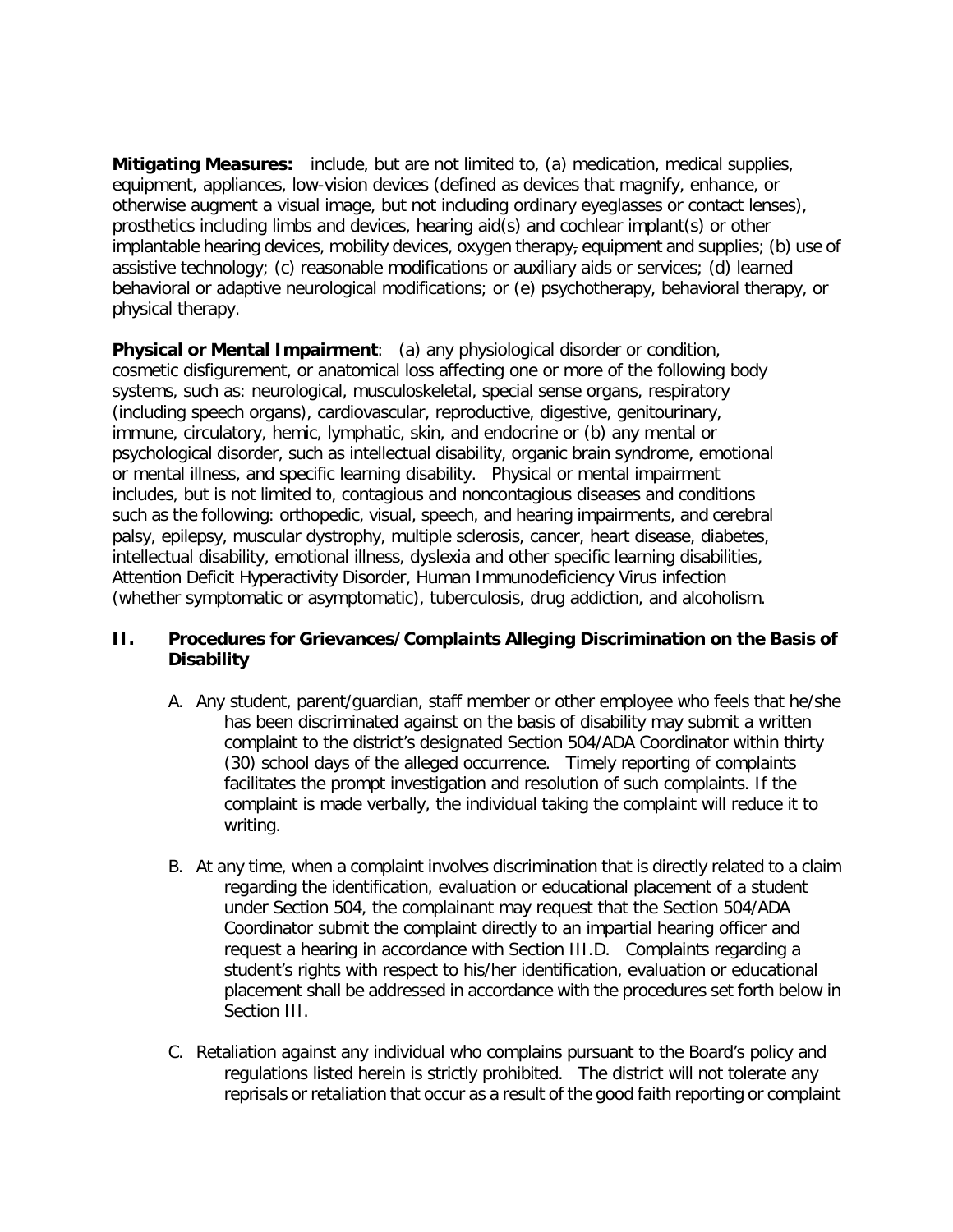**Mitigating Measures:** include, but are not limited to, (a) medication, medical supplies, equipment, appliances, low-vision devices (defined as devices that magnify, enhance, or otherwise augment a visual image, but not including ordinary eyeglasses or contact lenses), prosthetics including limbs and devices, hearing aid(s) and cochlear implant(s) or other implantable hearing devices, mobility devices, oxygen therapy, equipment and supplies; (b) use of assistive technology; (c) reasonable modifications or auxiliary aids or services; (d) learned behavioral or adaptive neurological modifications; or (e) psychotherapy, behavioral therapy, or physical therapy.

**Physical or Mental Impairment**: (a) any physiological disorder or condition, cosmetic disfigurement, or anatomical loss affecting one or more of the following body systems, such as: neurological, musculoskeletal, special sense organs, respiratory (including speech organs), cardiovascular, reproductive, digestive, genitourinary, immune, circulatory, hemic, lymphatic, skin, and endocrine or (b) any mental or psychological disorder, such as intellectual disability, organic brain syndrome, emotional or mental illness, and specific learning disability. Physical or mental impairment includes, but is not limited to, contagious and noncontagious diseases and conditions such as the following: orthopedic, visual, speech, and hearing impairments, and cerebral palsy, epilepsy, muscular dystrophy, multiple sclerosis, cancer, heart disease, diabetes, intellectual disability, emotional illness, dyslexia and other specific learning disabilities, Attention Deficit Hyperactivity Disorder, Human Immunodeficiency Virus infection (whether symptomatic or asymptomatic), tuberculosis, drug addiction, and alcoholism.

## II. Procedures for Grievances/Complaints Alleging Discrimination on the Basis of Disability

A. Any student, parent/guardian, staff member or other employee who feels that he/she has been discriminated against on the basis of disability may submit a written complaint to the district's designated Section 504/ADA Coordinator within thirty (30) school days of the alleged occurrence. Timely reporting of complaints facilitates the prompt investigation and resolution of such complaints. If the complaint is made verbally, the individual taking the complaint will reduce it to writing.

B. At any time, when a complaint involves discrimination that is directly related to a claim regarding the identification, evaluation or educational placement of a student under Section 504, the complainant may request that the Section 504/ADA Coordinator submit the complaint directly to an impartial hearing officer and request a hearing in accordance with Section III.D. Complaints regarding a student's rights with respect to his/her identification, evaluation or educational placement shall be addressed in accordance with the procedures set forth below in Section III.

C. Retaliation against any individual who complains pursuant to the Board's policy and regulations listed herein is strictly prohibited. The district will not tolerate any reprisals or retaliation that occur as a result of the good faith reporting or complaint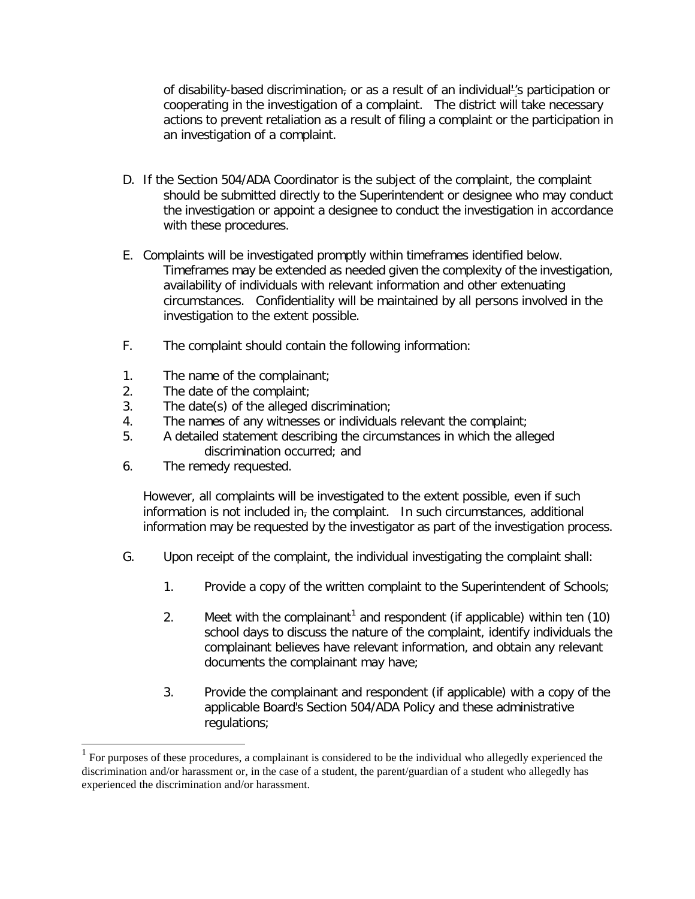of disability-based discrimination, or as a result of an individual's participation or cooperating in the investigation of a complaint. The district will take necessary actions to prevent retaliation as a result of filing a complaint or the participation in an investigation of a complaint.

D. If the Section 504/ADA Coordinator is the subject of the complaint, the complaint should be submitted directly to the Superintendent or designee who may conduct the investigation or appoint a designee to conduct the investigation in accordance with these procedures.

E. Complaints will be investigated promptly within timeframes identified below. Timeframes may be extended as needed given the complexity of the investigation, availability of individuals with relevant information and other extenuating circumstances. Confidentiality will be maintained by all persons involved in the investigation to the extent possible.

F. The complaint should contain the following information:

1. The name of the complainant;
2. The date of the complaint;
3. The date(s) of the alleged discrimination;
4. The names of any witnesses or individuals relevant the complaint;
5. A detailed statement describing the circumstances in which the alleged discrimination occurred; and
6. The remedy requested.

However, all complaints will be investigated to the extent possible, even if such information is not included in the complaint. In such circumstances, additional information may be requested by the investigator as part of the investigation process.

G. Upon receipt of the complaint, the individual investigating the complaint shall:

1. Provide a copy of the written complaint to the Superintendent of Schools;

2. Meet with the complainant[1] and respondent (if applicable) within ten (10) school days to discuss the nature of the complaint, identify individuals the complainant believes have relevant information, and obtain any relevant documents the complainant may have;

3. Provide the complainant and respondent (if applicable) with a copy of the applicable Board's Section 504/ADA Policy and these administrative regulations;

[1] For purposes of these procedures, a complainant is considered to be the individual who allegedly experienced the discrimination and/or harassment or, in the case of a student, the parent/guardian of a student who allegedly has experienced the discrimination and/or harassment.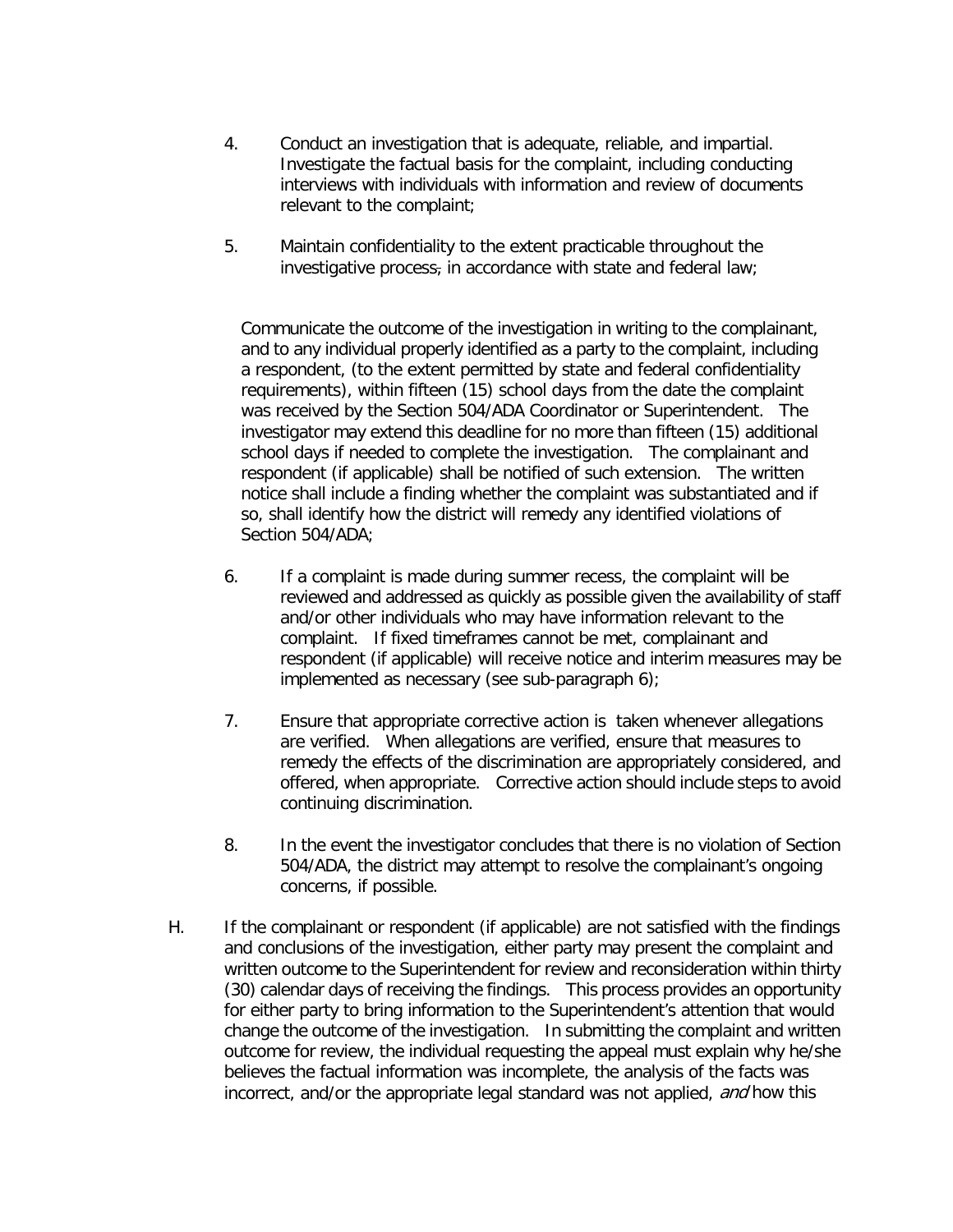4. Conduct an investigation that is adequate, reliable, and impartial. Investigate the factual basis for the complaint, including conducting interviews with individuals with information and review of documents relevant to the complaint;

5. Maintain confidentiality to the extent practicable throughout the investigative process, in accordance with state and federal law;

   Communicate the outcome of the investigation in writing to the complainant, and to any individual properly identified as a party to the complaint, including a respondent, (to the extent permitted by state and federal confidentiality requirements), within fifteen (15) school days from the date the complaint was received by the Section 504/ADA Coordinator or Superintendent. The investigator may extend this deadline for no more than fifteen (15) additional school days if needed to complete the investigation. The complainant and respondent (if applicable) shall be notified of such extension. The written notice shall include a finding whether the complaint was substantiated and if so, shall identify how the district will remedy any identified violations of Section 504/ADA;

6. If a complaint is made during summer recess, the complaint will be reviewed and addressed as quickly as possible given the availability of staff and/or other individuals who may have information relevant to the complaint. If fixed timeframes cannot be met, complainant and respondent (if applicable) will receive notice and interim measures may be implemented as necessary (see sub-paragraph 6);

7. Ensure that appropriate corrective action is taken whenever allegations are verified. When allegations are verified, ensure that measures to remedy the effects of the discrimination are appropriately considered, and offered, when appropriate. Corrective action should include steps to avoid continuing discrimination.

8. In the event the investigator concludes that there is no violation of Section 504/ADA, the district may attempt to resolve the complainant's ongoing concerns, if possible.

H. If the complainant or respondent (if applicable) are not satisfied with the findings and conclusions of the investigation, either party may present the complaint and written outcome to the Superintendent for review and reconsideration within thirty (30) calendar days of receiving the findings. This process provides an opportunity for either party to bring information to the Superintendent's attention that would change the outcome of the investigation. In submitting the complaint and written outcome for review, the individual requesting the appeal must explain why he/she believes the factual information was incomplete, the analysis of the facts was incorrect, and/or the appropriate legal standard was not applied, *and* how this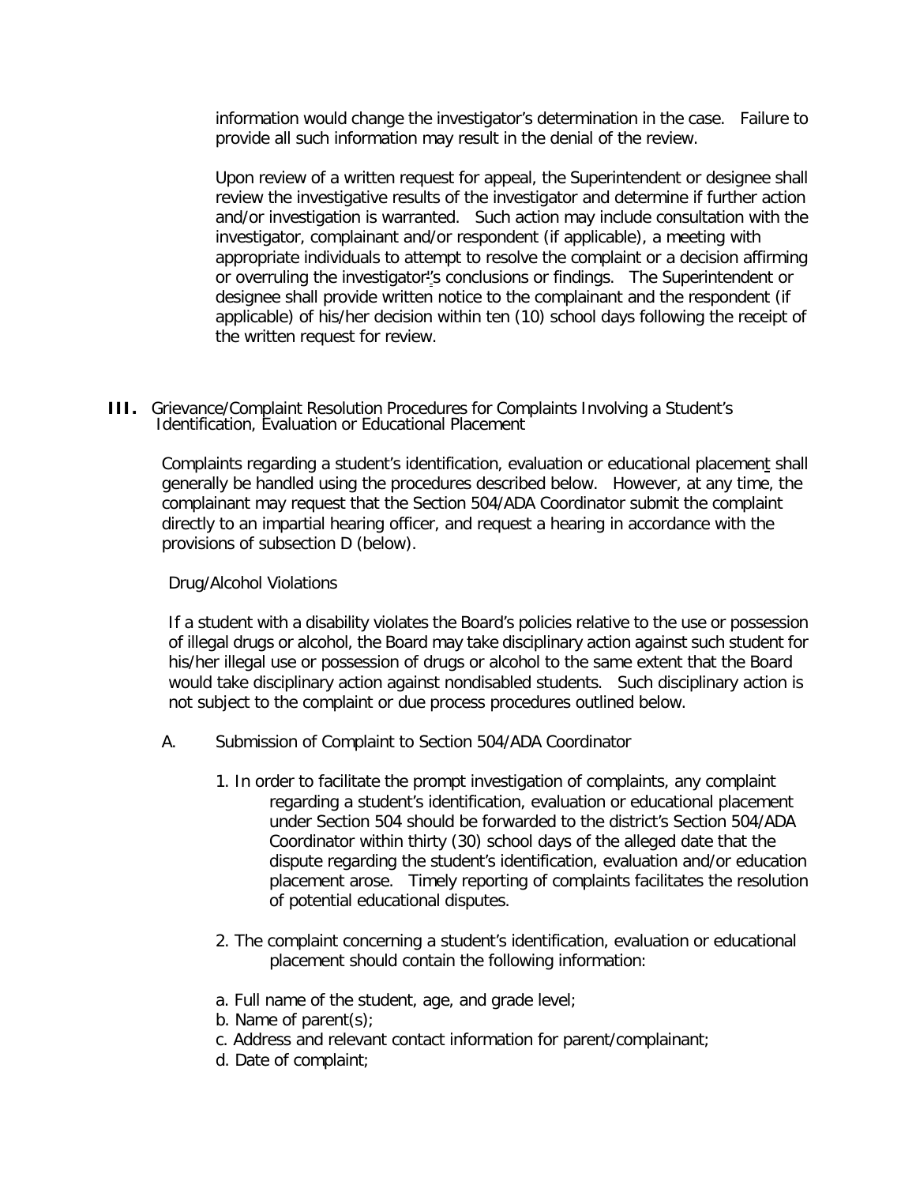information would change the investigator's determination in the case. Failure to provide all such information may result in the denial of the review.

Upon review of a written request for appeal, the Superintendent or designee shall review the investigative results of the investigator and determine if further action and/or investigation is warranted. Such action may include consultation with the investigator, complainant and/or respondent (if applicable), a meeting with appropriate individuals to attempt to resolve the complaint or a decision affirming or overruling the investigator's conclusions or findings. The Superintendent or designee shall provide written notice to the complainant and the respondent (if applicable) of his/her decision within ten (10) school days following the receipt of the written request for review.

## III. Grievance/Complaint Resolution Procedures for Complaints Involving a Student's Identification, Evaluation or Educational Placement

Complaints regarding a student's identification, evaluation or educational placement shall generally be handled using the procedures described below. However, at any time, the complainant may request that the Section 504/ADA Coordinator submit the complaint directly to an impartial hearing officer, and request a hearing in accordance with the provisions of subsection D (below).

Drug/Alcohol Violations

If a student with a disability violates the Board's policies relative to the use or possession of illegal drugs or alcohol, the Board may take disciplinary action against such student for his/her illegal use or possession of drugs or alcohol to the same extent that the Board would take disciplinary action against nondisabled students. Such disciplinary action is not subject to the complaint or due process procedures outlined below.

A. Submission of Complaint to Section 504/ADA Coordinator

1. In order to facilitate the prompt investigation of complaints, any complaint regarding a student's identification, evaluation or educational placement under Section 504 should be forwarded to the district's Section 504/ADA Coordinator within thirty (30) school days of the alleged date that the dispute regarding the student's identification, evaluation and/or education placement arose. Timely reporting of complaints facilitates the resolution of potential educational disputes.

2. The complaint concerning a student's identification, evaluation or educational placement should contain the following information:

a. Full name of the student, age, and grade level;
b. Name of parent(s);
c. Address and relevant contact information for parent/complainant;
d. Date of complaint;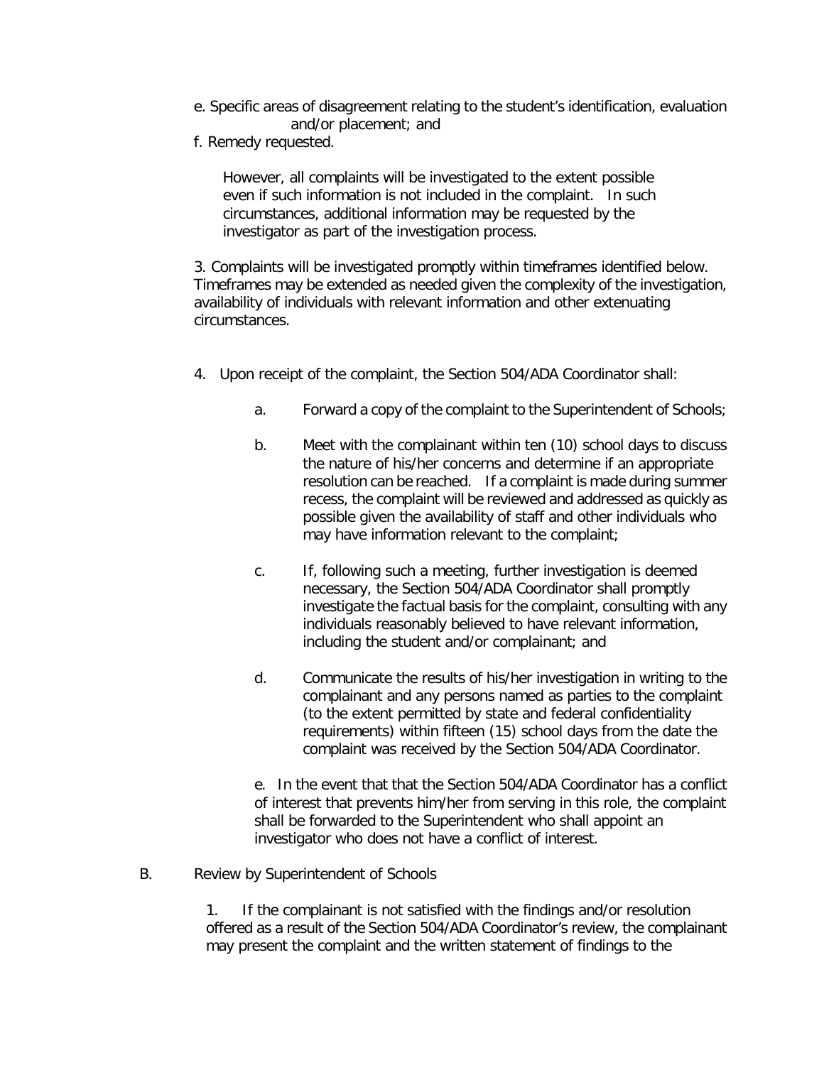e. Specific areas of disagreement relating to the student's identification, evaluation and/or placement; and

f. Remedy requested.

However, all complaints will be investigated to the extent possible even if such information is not included in the complaint. In such circumstances, additional information may be requested by the investigator as part of the investigation process.

3. Complaints will be investigated promptly within timeframes identified below. Timeframes may be extended as needed given the complexity of the investigation, availability of individuals with relevant information and other extenuating circumstances.

4. Upon receipt of the complaint, the Section 504/ADA Coordinator shall:

   a. Forward a copy of the complaint to the Superintendent of Schools;

   b. Meet with the complainant within ten (10) school days to discuss the nature of his/her concerns and determine if an appropriate resolution can be reached. If a complaint is made during summer recess, the complaint will be reviewed and addressed as quickly as possible given the availability of staff and other individuals who may have information relevant to the complaint;

   c. If, following such a meeting, further investigation is deemed necessary, the Section 504/ADA Coordinator shall promptly investigate the factual basis for the complaint, consulting with any individuals reasonably believed to have relevant information, including the student and/or complainant; and

   d. Communicate the results of his/her investigation in writing to the complainant and any persons named as parties to the complaint (to the extent permitted by state and federal confidentiality requirements) within fifteen (15) school days from the date the complaint was received by the Section 504/ADA Coordinator.

   e. In the event that that the Section 504/ADA Coordinator has a conflict of interest that prevents him/her from serving in this role, the complaint shall be forwarded to the Superintendent who shall appoint an investigator who does not have a conflict of interest.

B. Review by Superintendent of Schools

1. If the complainant is not satisfied with the findings and/or resolution offered as a result of the Section 504/ADA Coordinator's review, the complainant may present the complaint and the written statement of findings to the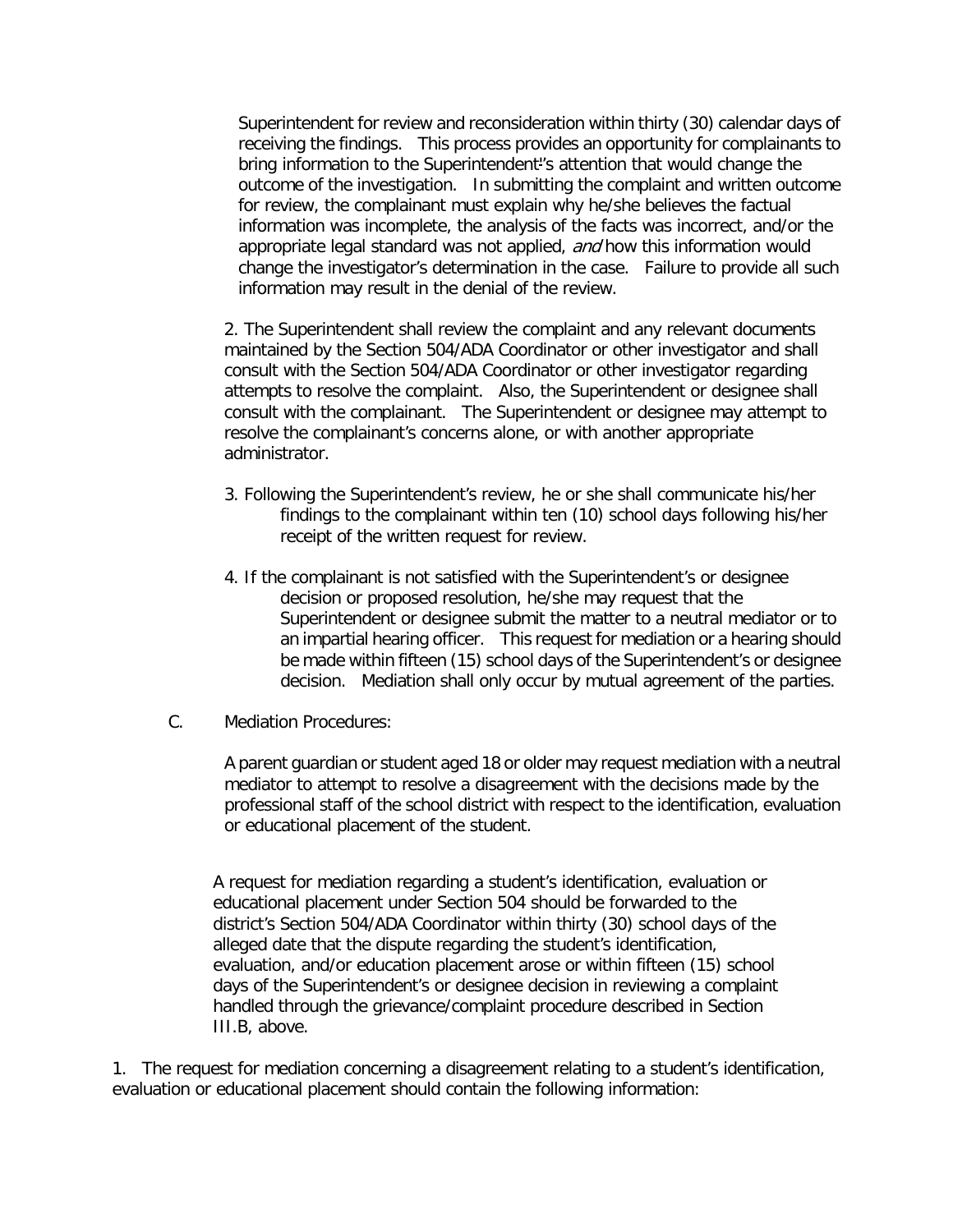Superintendent for review and reconsideration within thirty (30) calendar days of receiving the findings. This process provides an opportunity for complainants to bring information to the Superintendent's attention that would change the outcome of the investigation. In submitting the complaint and written outcome for review, the complainant must explain why he/she believes the factual information was incomplete, the analysis of the facts was incorrect, and/or the appropriate legal standard was not applied, *and* how this information would change the investigator's determination in the case. Failure to provide all such information may result in the denial of the review.

2. The Superintendent shall review the complaint and any relevant documents maintained by the Section 504/ADA Coordinator or other investigator and shall consult with the Section 504/ADA Coordinator or other investigator regarding attempts to resolve the complaint. Also, the Superintendent or designee shall consult with the complainant. The Superintendent or designee may attempt to resolve the complainant's concerns alone, or with another appropriate administrator.

3. Following the Superintendent's review, he or she shall communicate his/her findings to the complainant within ten (10) school days following his/her receipt of the written request for review.

4. If the complainant is not satisfied with the Superintendent's or designee decision or proposed resolution, he/she may request that the Superintendent or designee submit the matter to a neutral mediator or to an impartial hearing officer. This request for mediation or a hearing should be made within fifteen (15) school days of the Superintendent's or designee decision. Mediation shall only occur by mutual agreement of the parties.

C. Mediation Procedures:

A parent guardian or student aged 18 or older may request mediation with a neutral mediator to attempt to resolve a disagreement with the decisions made by the professional staff of the school district with respect to the identification, evaluation or educational placement of the student.

A request for mediation regarding a student's identification, evaluation or educational placement under Section 504 should be forwarded to the district's Section 504/ADA Coordinator within thirty (30) school days of the alleged date that the dispute regarding the student's identification, evaluation, and/or education placement arose or within fifteen (15) school days of the Superintendent's or designee decision in reviewing a complaint handled through the grievance/complaint procedure described in Section III.B, above.

1. The request for mediation concerning a disagreement relating to a student's identification, evaluation or educational placement should contain the following information: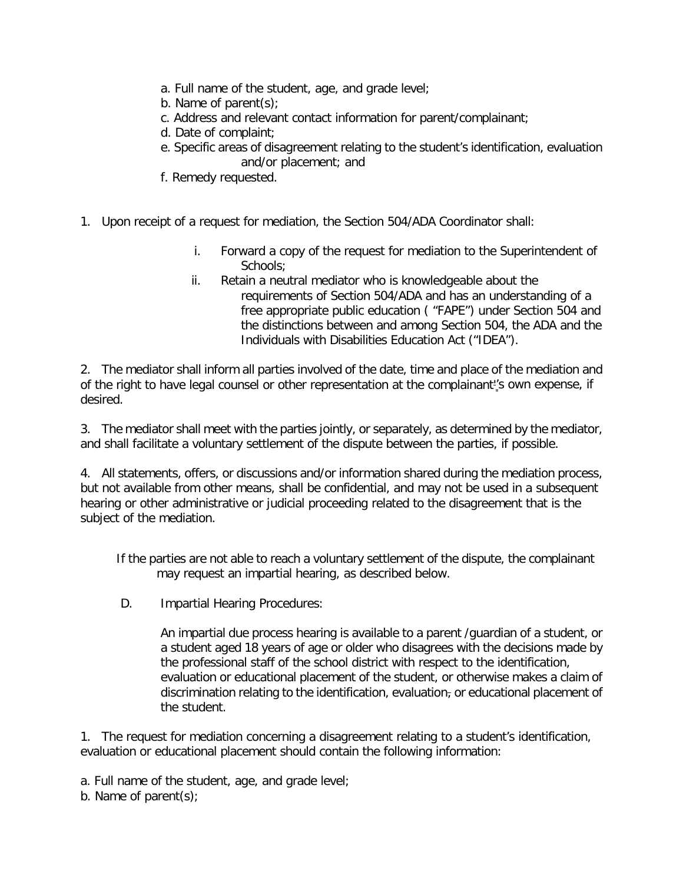a. Full name of the student, age, and grade level;
b. Name of parent(s);
c. Address and relevant contact information for parent/complainant;
d. Date of complaint;
e. Specific areas of disagreement relating to the student's identification, evaluation and/or placement; and
f. Remedy requested.

1. Upon receipt of a request for mediation, the Section 504/ADA Coordinator shall:

   i. Forward a copy of the request for mediation to the Superintendent of Schools;
   ii. Retain a neutral mediator who is knowledgeable about the requirements of Section 504/ADA and has an understanding of a free appropriate public education ( "FAPE") under Section 504 and the distinctions between and among Section 504, the ADA and the Individuals with Disabilities Education Act ("IDEA").

2. The mediator shall inform all parties involved of the date, time and place of the mediation and of the right to have legal counsel or other representation at the complainant's own expense, if desired.

3. The mediator shall meet with the parties jointly, or separately, as determined by the mediator, and shall facilitate a voluntary settlement of the dispute between the parties, if possible.

4. All statements, offers, or discussions and/or information shared during the mediation process, but not available from other means, shall be confidential, and may not be used in a subsequent hearing or other administrative or judicial proceeding related to the disagreement that is the subject of the mediation.

If the parties are not able to reach a voluntary settlement of the dispute, the complainant may request an impartial hearing, as described below.

D. Impartial Hearing Procedures:

An impartial due process hearing is available to a parent /guardian of a student, or a student aged 18 years of age or older who disagrees with the decisions made by the professional staff of the school district with respect to the identification, evaluation or educational placement of the student, or otherwise makes a claim of discrimination relating to the identification, evaluation, or educational placement of the student.

1. The request for mediation concerning a disagreement relating to a student's identification, evaluation or educational placement should contain the following information:

a. Full name of the student, age, and grade level;
b. Name of parent(s);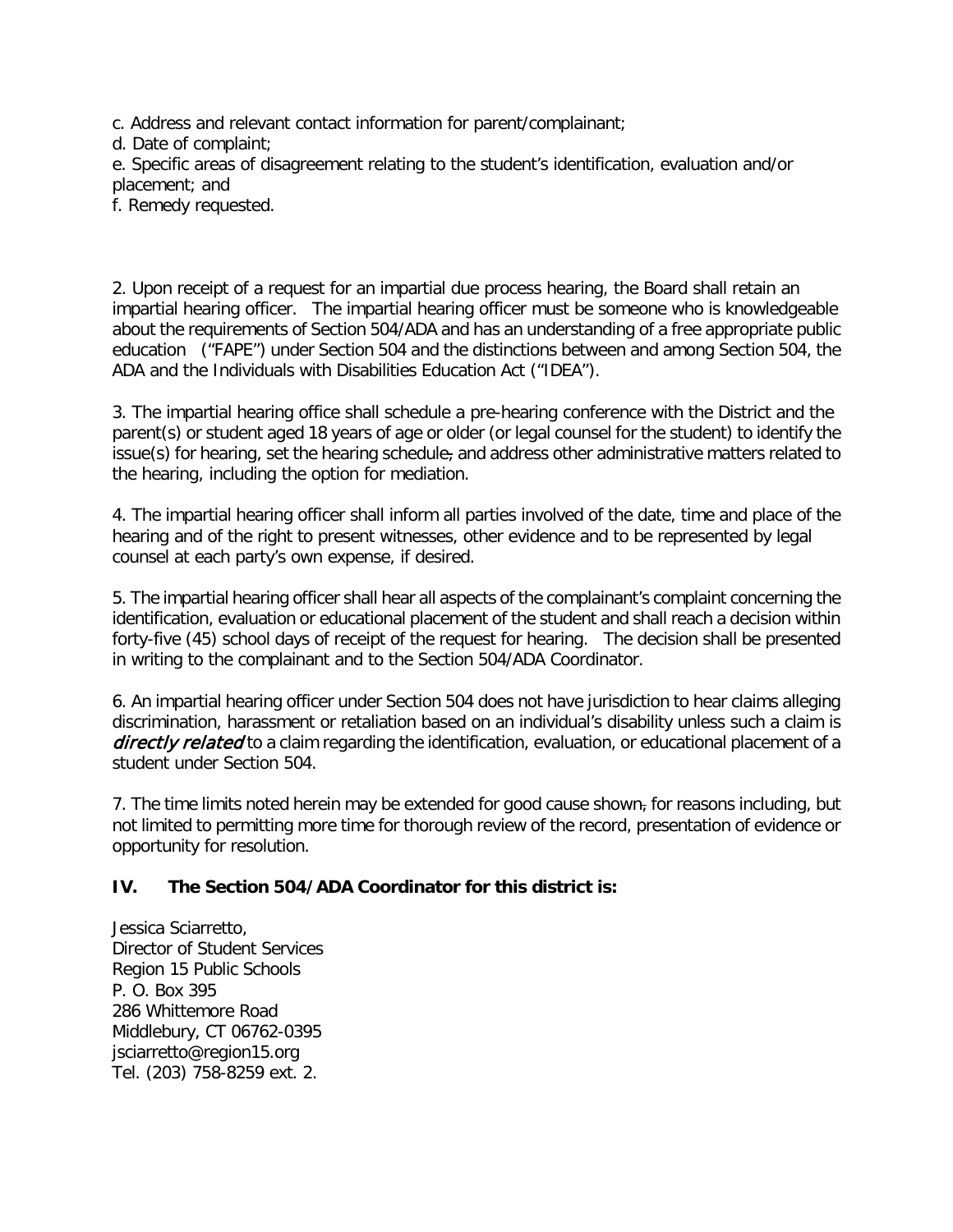c. Address and relevant contact information for parent/complainant;

d. Date of complaint;

e. Specific areas of disagreement relating to the student's identification, evaluation and/or placement; and

f. Remedy requested.

2. Upon receipt of a request for an impartial due process hearing, the Board shall retain an impartial hearing officer. The impartial hearing officer must be someone who is knowledgeable about the requirements of Section 504/ADA and has an understanding of a free appropriate public education ("FAPE") under Section 504 and the distinctions between and among Section 504, the ADA and the Individuals with Disabilities Education Act ("IDEA").

3. The impartial hearing office shall schedule a pre-hearing conference with the District and the parent(s) or student aged 18 years of age or older (or legal counsel for the student) to identify the issue(s) for hearing, set the hearing schedule, and address other administrative matters related to the hearing, including the option for mediation.

4. The impartial hearing officer shall inform all parties involved of the date, time and place of the hearing and of the right to present witnesses, other evidence and to be represented by legal counsel at each party's own expense, if desired.

5. The impartial hearing officer shall hear all aspects of the complainant's complaint concerning the identification, evaluation or educational placement of the student and shall reach a decision within forty-five (45) school days of receipt of the request for hearing. The decision shall be presented in writing to the complainant and to the Section 504/ADA Coordinator.

6. An impartial hearing officer under Section 504 does not have jurisdiction to hear claims alleging discrimination, harassment or retaliation based on an individual's disability unless such a claim is *directly related* to a claim regarding the identification, evaluation, or educational placement of a student under Section 504.

7. The time limits noted herein may be extended for good cause shown, for reasons including, but not limited to permitting more time for thorough review of the record, presentation of evidence or opportunity for resolution.

## IV. The Section 504/ADA Coordinator for this district is:

Jessica Sciarretto,
Director of Student Services
Region 15 Public Schools
P. O. Box 395
286 Whittemore Road
Middlebury, CT 06762-0395
jsciarretto@region15.org
Tel. (203) 758-8259 ext. 2.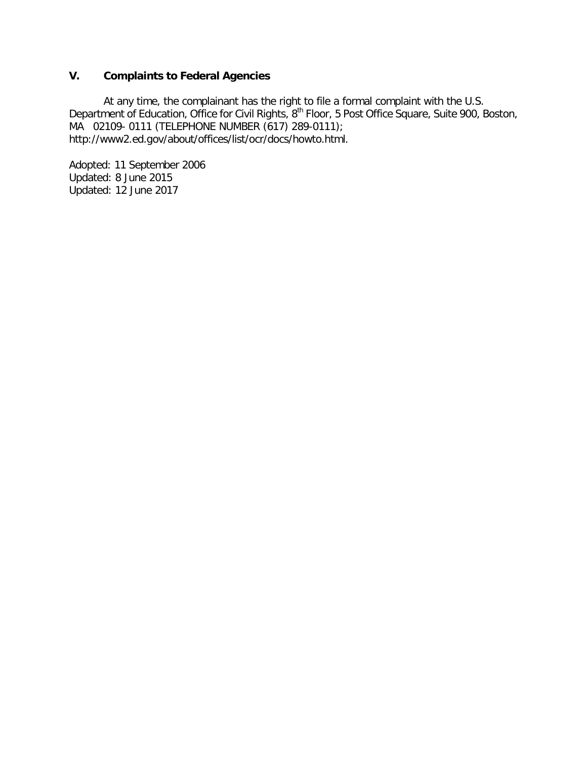## V. Complaints to Federal Agencies

At any time, the complainant has the right to file a formal complaint with the U.S. Department of Education, Office for Civil Rights, 8th Floor, 5 Post Office Square, Suite 900, Boston, MA 02109- 0111 (TELEPHONE NUMBER (617) 289-0111); http://www2.ed.gov/about/offices/list/ocr/docs/howto.html.

Adopted: 11 September 2006
Updated: 8 June 2015
Updated: 12 June 2017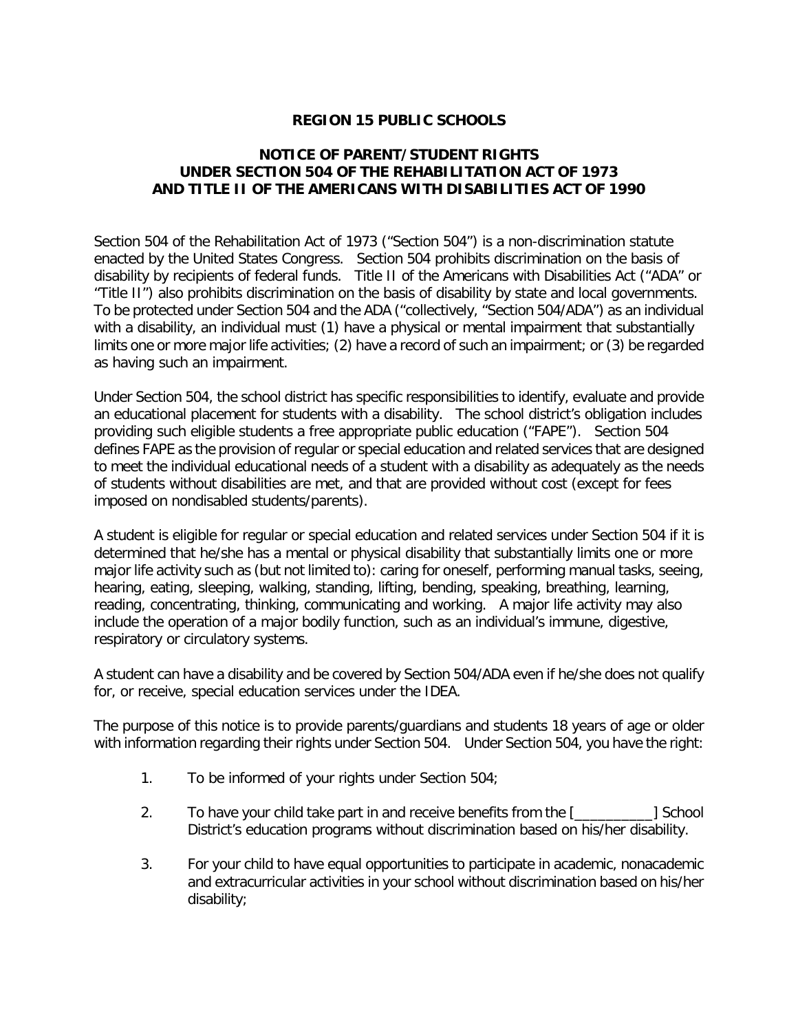**REGION 15 PUBLIC SCHOOLS**

**NOTICE OF PARENT/STUDENT RIGHTS UNDER SECTION 504 OF THE REHABILITATION ACT OF 1973 AND TITLE II OF THE AMERICANS WITH DISABILITIES ACT OF 1990**

Section 504 of the Rehabilitation Act of 1973 ("Section 504") is a non-discrimination statute enacted by the United States Congress. Section 504 prohibits discrimination on the basis of disability by recipients of federal funds. Title II of the Americans with Disabilities Act ("ADA" or "Title II") also prohibits discrimination on the basis of disability by state and local governments. To be protected under Section 504 and the ADA ("collectively, "Section 504/ADA") as an individual with a disability, an individual must (1) have a physical or mental impairment that substantially limits one or more major life activities; (2) have a record of such an impairment; or (3) be regarded as having such an impairment.

Under Section 504, the school district has specific responsibilities to identify, evaluate and provide an educational placement for students with a disability. The school district's obligation includes providing such eligible students a free appropriate public education ("FAPE"). Section 504 defines FAPE as the provision of regular or special education and related services that are designed to meet the individual educational needs of a student with a disability as adequately as the needs of students without disabilities are met, and that are provided without cost (except for fees imposed on nondisabled students/parents).

A student is eligible for regular or special education and related services under Section 504 if it is determined that he/she has a mental or physical disability that substantially limits one or more major life activity such as (but not limited to): caring for oneself, performing manual tasks, seeing, hearing, eating, sleeping, walking, standing, lifting, bending, speaking, breathing, learning, reading, concentrating, thinking, communicating and working. A major life activity may also include the operation of a major bodily function, such as an individual's immune, digestive, respiratory or circulatory systems.

A student can have a disability and be covered by Section 504/ADA even if he/she does not qualify for, or receive, special education services under the IDEA.

The purpose of this notice is to provide parents/guardians and students 18 years of age or older with information regarding their rights under Section 504. Under Section 504, you have the right:

1. To be informed of your rights under Section 504;
2. To have your child take part in and receive benefits from the [__________] School District's education programs without discrimination based on his/her disability.
3. For your child to have equal opportunities to participate in academic, nonacademic and extracurricular activities in your school without discrimination based on his/her disability;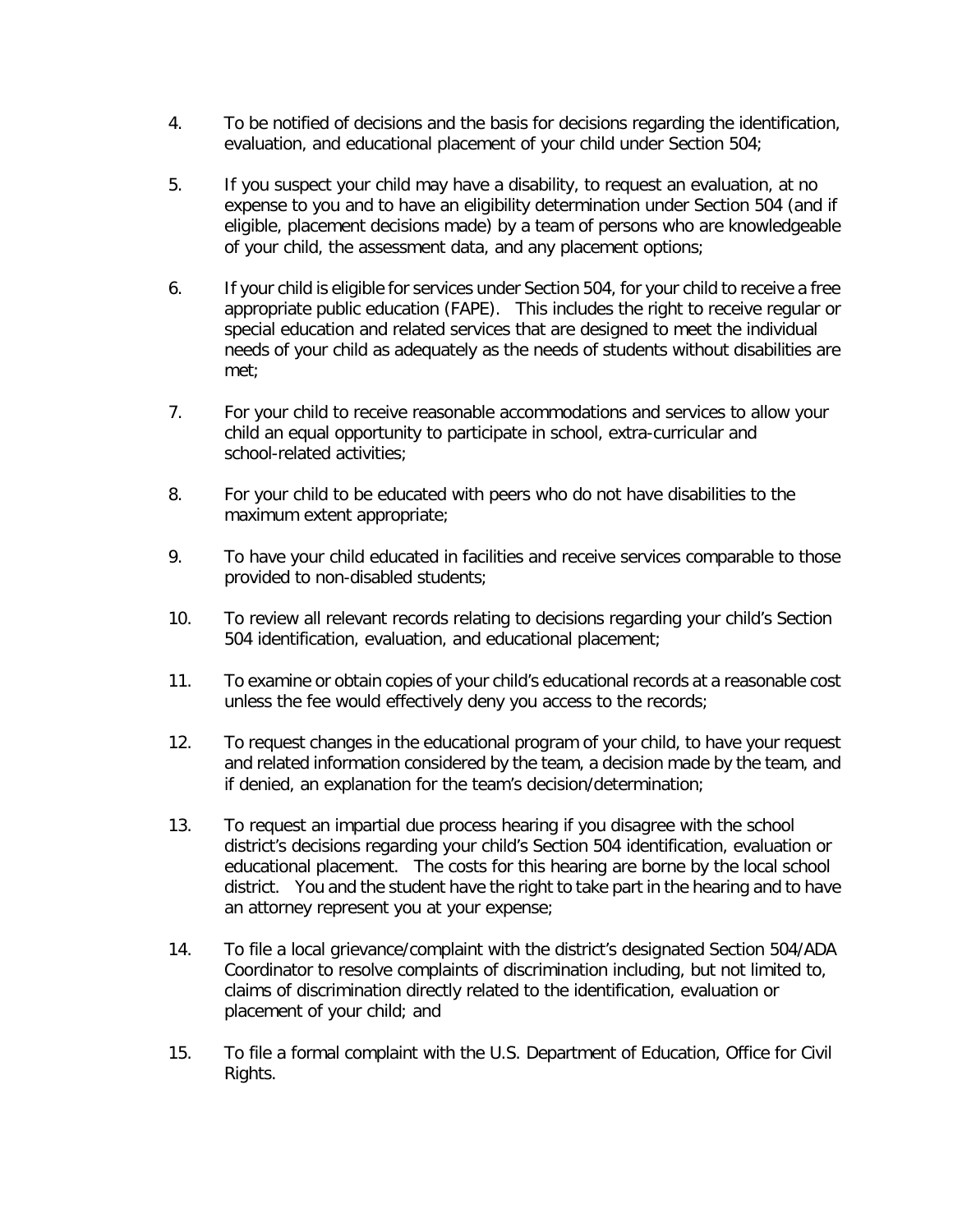4. To be notified of decisions and the basis for decisions regarding the identification, evaluation, and educational placement of your child under Section 504;

5. If you suspect your child may have a disability, to request an evaluation, at no expense to you and to have an eligibility determination under Section 504 (and if eligible, placement decisions made) by a team of persons who are knowledgeable of your child, the assessment data, and any placement options;

6. If your child is eligible for services under Section 504, for your child to receive a free appropriate public education (FAPE). This includes the right to receive regular or special education and related services that are designed to meet the individual needs of your child as adequately as the needs of students without disabilities are met;

7. For your child to receive reasonable accommodations and services to allow your child an equal opportunity to participate in school, extra-curricular and school-related activities;

8. For your child to be educated with peers who do not have disabilities to the maximum extent appropriate;

9. To have your child educated in facilities and receive services comparable to those provided to non-disabled students;

10. To review all relevant records relating to decisions regarding your child's Section 504 identification, evaluation, and educational placement;

11. To examine or obtain copies of your child's educational records at a reasonable cost unless the fee would effectively deny you access to the records;

12. To request changes in the educational program of your child, to have your request and related information considered by the team, a decision made by the team, and if denied, an explanation for the team's decision/determination;

13. To request an impartial due process hearing if you disagree with the school district's decisions regarding your child's Section 504 identification, evaluation or educational placement. The costs for this hearing are borne by the local school district. You and the student have the right to take part in the hearing and to have an attorney represent you at your expense;

14. To file a local grievance/complaint with the district's designated Section 504/ADA Coordinator to resolve complaints of discrimination including, but not limited to, claims of discrimination directly related to the identification, evaluation or placement of your child; and

15. To file a formal complaint with the U.S. Department of Education, Office for Civil Rights.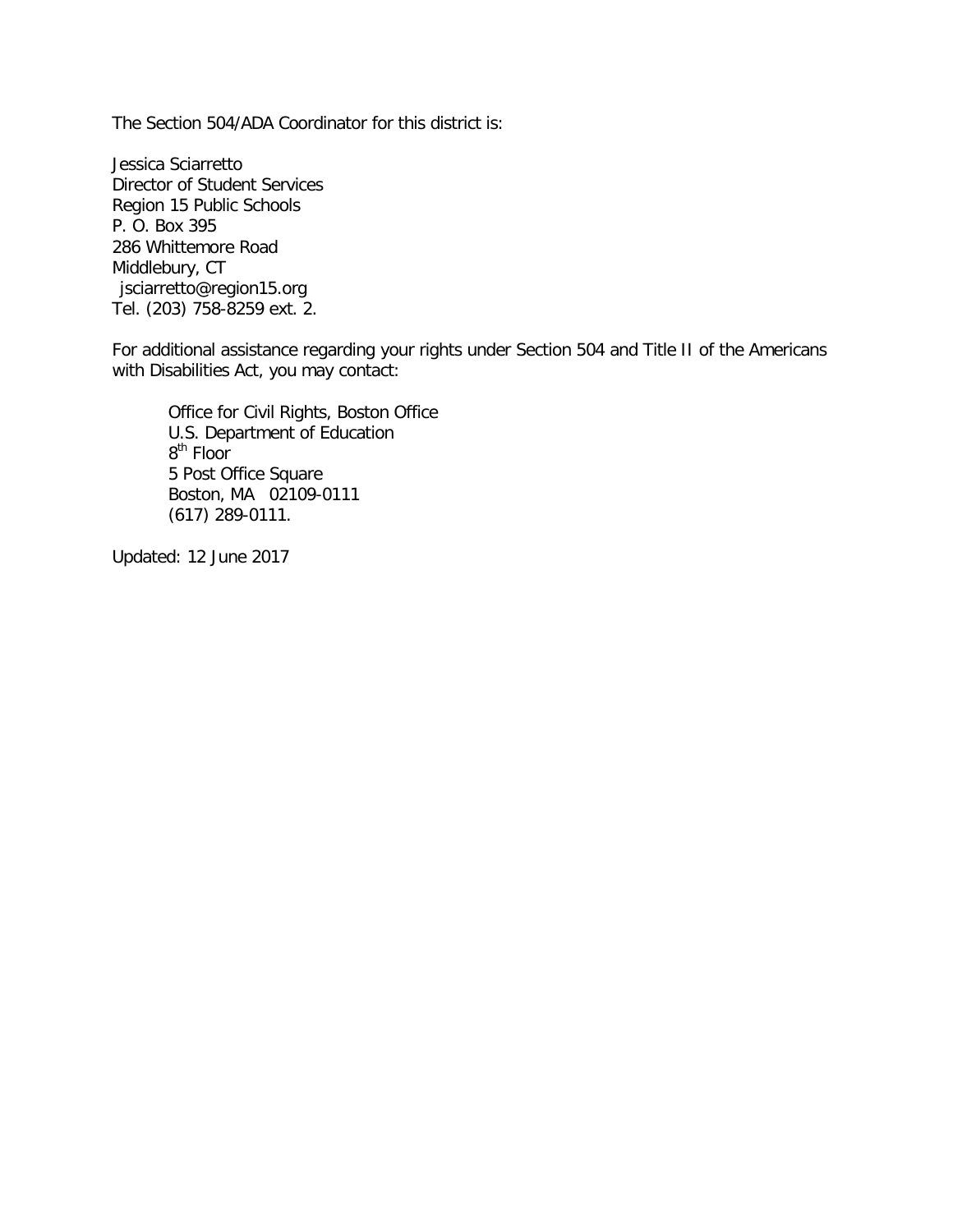The Section 504/ADA Coordinator for this district is:

Jessica Sciarretto  
Director of Student Services  
Region 15 Public Schools  
P. O. Box 395  
286 Whittemore Road  
Middlebury, CT  
jsciarretto@region15.org  
Tel. (203) 758-8259 ext. 2.

For additional assistance regarding your rights under Section 504 and Title II of the Americans with Disabilities Act, you may contact:

> Office for Civil Rights, Boston Office  
> U.S. Department of Education  
> 8th Floor  
> 5 Post Office Square  
> Boston, MA 02109-0111  
> (617) 289-0111.

Updated: 12 June 2017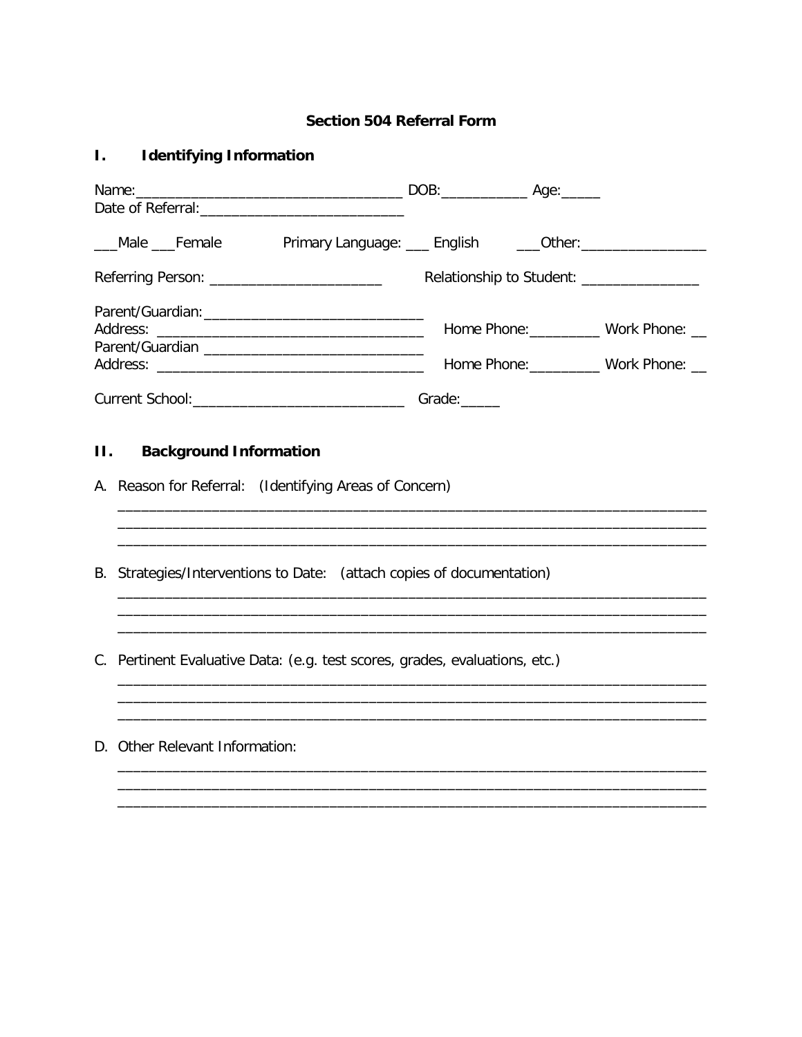# Section 504 Referral Form

## I. Identifying Information

Name:_________________________________ DOB:__________ Age:_____
Date of Referral:__________________________

___Male ___Female   Primary Language: ___ English   ___Other:________________

Referring Person: _____________________   Relationship to Student: _______________

Parent/Guardian:____________________________
Address: _________________________________   Home Phone:_________ Work Phone: __
Parent/Guardian ____________________________
Address: _________________________________   Home Phone:_________ Work Phone: __

Current School:___________________________ Grade:_____

## II. Background Information

A. Reason for Referral: (Identifying Areas of Concern)

_____________________________________________________________________________
_____________________________________________________________________________
_____________________________________________________________________________

B. Strategies/Interventions to Date: (attach copies of documentation)

_____________________________________________________________________________
_____________________________________________________________________________
_____________________________________________________________________________

C. Pertinent Evaluative Data: (e.g. test scores, grades, evaluations, etc.)

_____________________________________________________________________________
_____________________________________________________________________________
_____________________________________________________________________________

D. Other Relevant Information:

_____________________________________________________________________________
_____________________________________________________________________________
_____________________________________________________________________________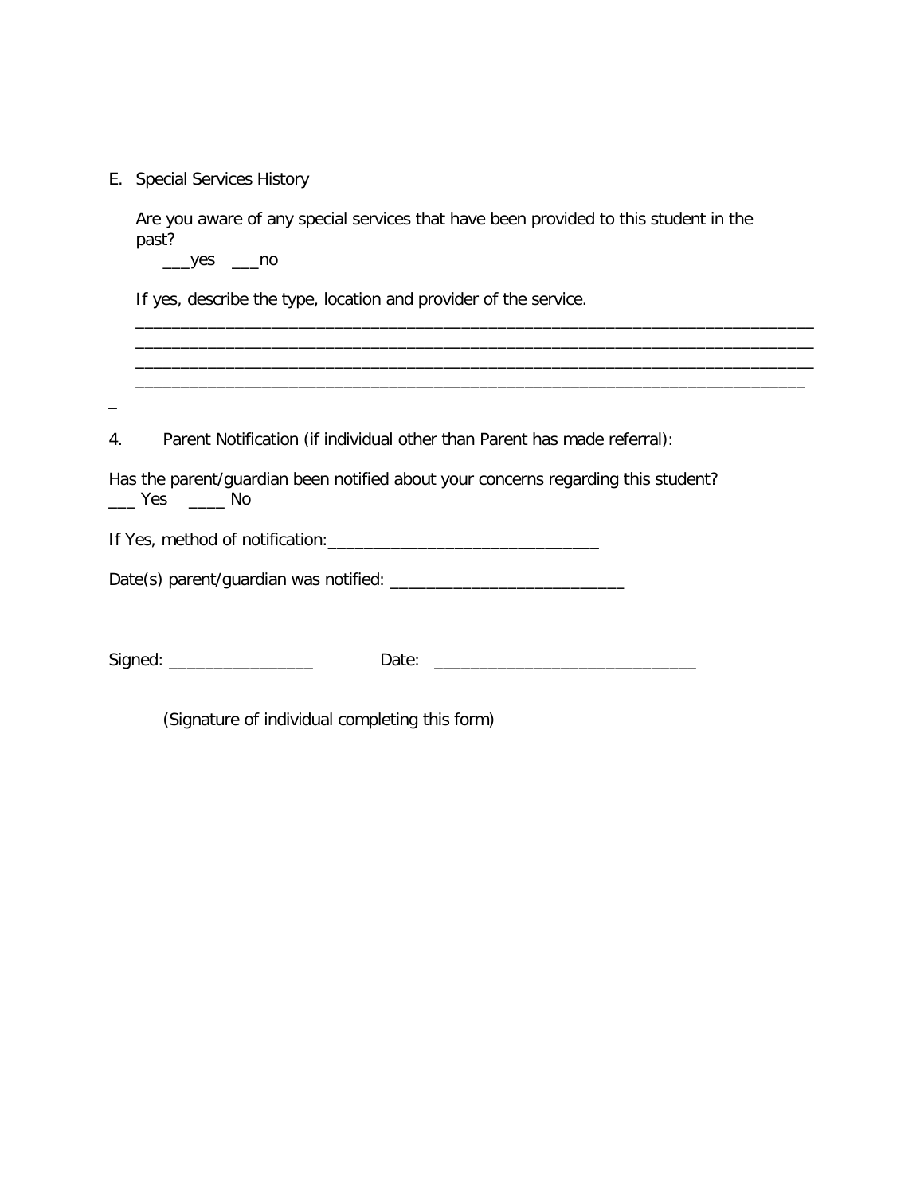E. Special Services History

Are you aware of any special services that have been provided to this student in the past?

___yes ___no

If yes, describe the type, location and provider of the service.

___________________________________________________________________________
___________________________________________________________________________
___________________________________________________________________________
__________________________________________________________________________
_

4. Parent Notification (if individual other than Parent has made referral):

Has the parent/guardian been notified about your concerns regarding this student?
___ Yes ____ No

If Yes, method of notification:______________________________

Date(s) parent/guardian was notified: __________________________

Signed: ________________ Date: _____________________________

(Signature of individual completing this form)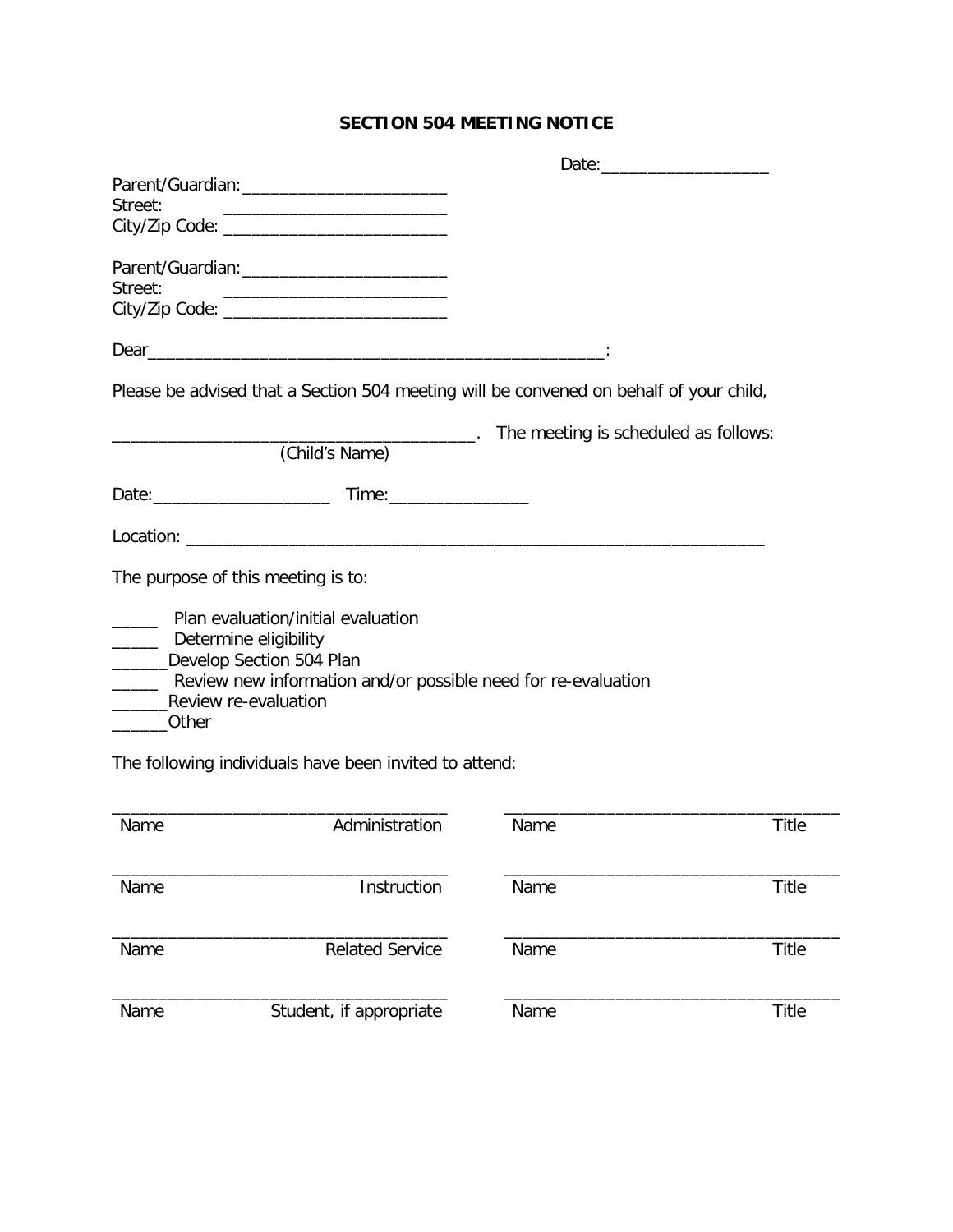# SECTION 504 MEETING NOTICE

Date:__________________

Parent/Guardian:______________________
Street: ________________________
City/Zip Code: ________________________

Parent/Guardian:______________________
Street: ________________________
City/Zip Code: ________________________

Dear_________________________________________________:

Please be advised that a Section 504 meeting will be convened on behalf of your child,

________________________________________. The meeting is scheduled as follows:
(Child's Name)

Date:___________________ Time:_______________

Location: ________________________________________________________________

The purpose of this meeting is to:

_____ Plan evaluation/initial evaluation
_____ Determine eligibility
______Develop Section 504 Plan
_____ Review new information and/or possible need for re-evaluation
______Review re-evaluation
______Other

The following individuals have been invited to attend:

| | |
|---|---|
| Name Administration | Name Title |
| Name Instruction | Name Title |
| Name Related Service | Name Title |
| Name Student, if appropriate | Name Title |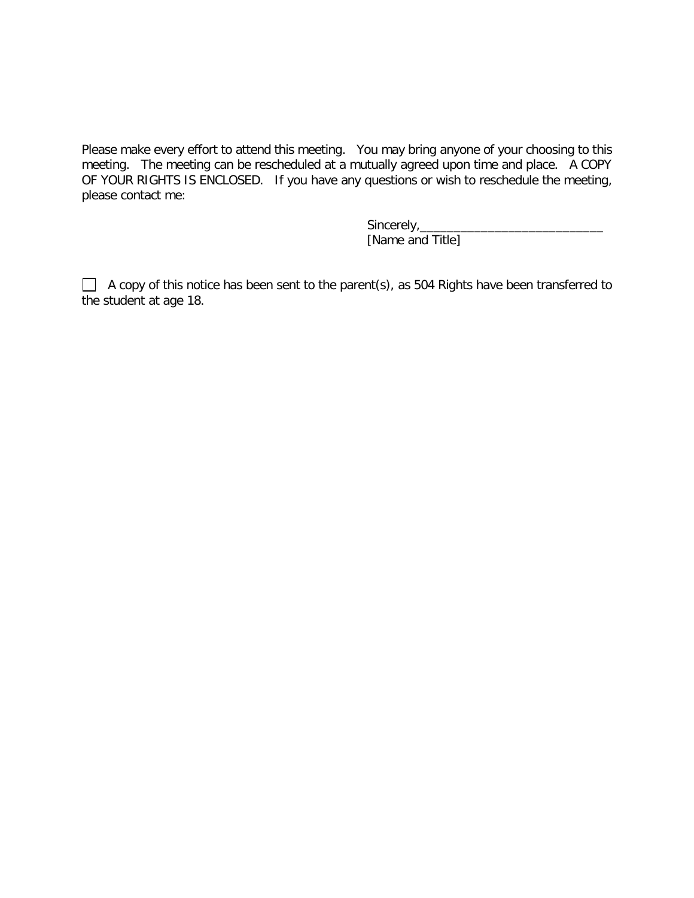Please make every effort to attend this meeting. You may bring anyone of your choosing to this meeting. The meeting can be rescheduled at a mutually agreed upon time and place. A COPY OF YOUR RIGHTS IS ENCLOSED. If you have any questions or wish to reschedule the meeting, please contact me:

Sincerely,___________________________
[Name and Title]

☐ A copy of this notice has been sent to the parent(s), as 504 Rights have been transferred to the student at age 18.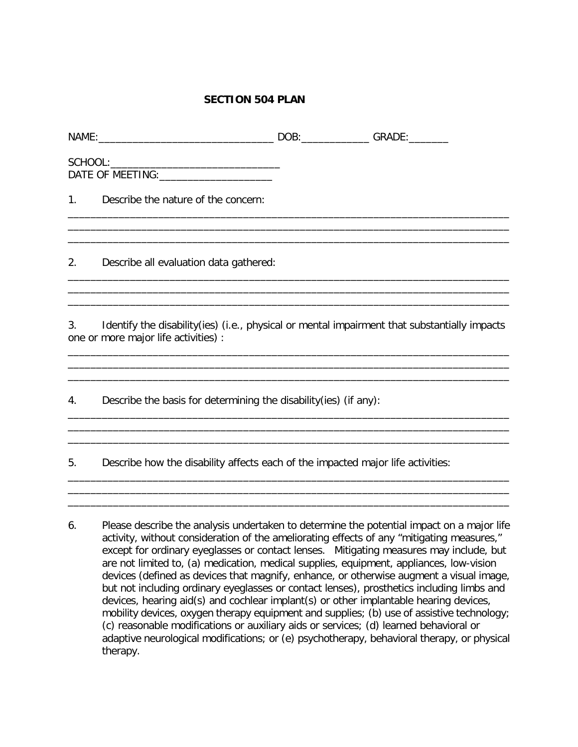# SECTION 504 PLAN

NAME:______________________________ DOB:____________ GRADE:_______

SCHOOL:______________________________
DATE OF MEETING:____________________

1. Describe the nature of the concern:

______________________________________________________________________________
______________________________________________________________________________
______________________________________________________________________________

2. Describe all evaluation data gathered:

______________________________________________________________________________
______________________________________________________________________________
______________________________________________________________________________

3. Identify the disability(ies) (i.e., physical or mental impairment that substantially impacts one or more major life activities) :

______________________________________________________________________________
______________________________________________________________________________
______________________________________________________________________________

4. Describe the basis for determining the disability(ies) (if any):

______________________________________________________________________________
______________________________________________________________________________
______________________________________________________________________________

5. Describe how the disability affects each of the impacted major life activities:

______________________________________________________________________________
______________________________________________________________________________
______________________________________________________________________________

6. Please describe the analysis undertaken to determine the potential impact on a major life activity, without consideration of the ameliorating effects of any "mitigating measures," except for ordinary eyeglasses or contact lenses. Mitigating measures may include, but are not limited to, (a) medication, medical supplies, equipment, appliances, low-vision devices (defined as devices that magnify, enhance, or otherwise augment a visual image, but not including ordinary eyeglasses or contact lenses), prosthetics including limbs and devices, hearing aid(s) and cochlear implant(s) or other implantable hearing devices, mobility devices, oxygen therapy equipment and supplies; (b) use of assistive technology; (c) reasonable modifications or auxiliary aids or services; (d) learned behavioral or adaptive neurological modifications; or (e) psychotherapy, behavioral therapy, or physical therapy.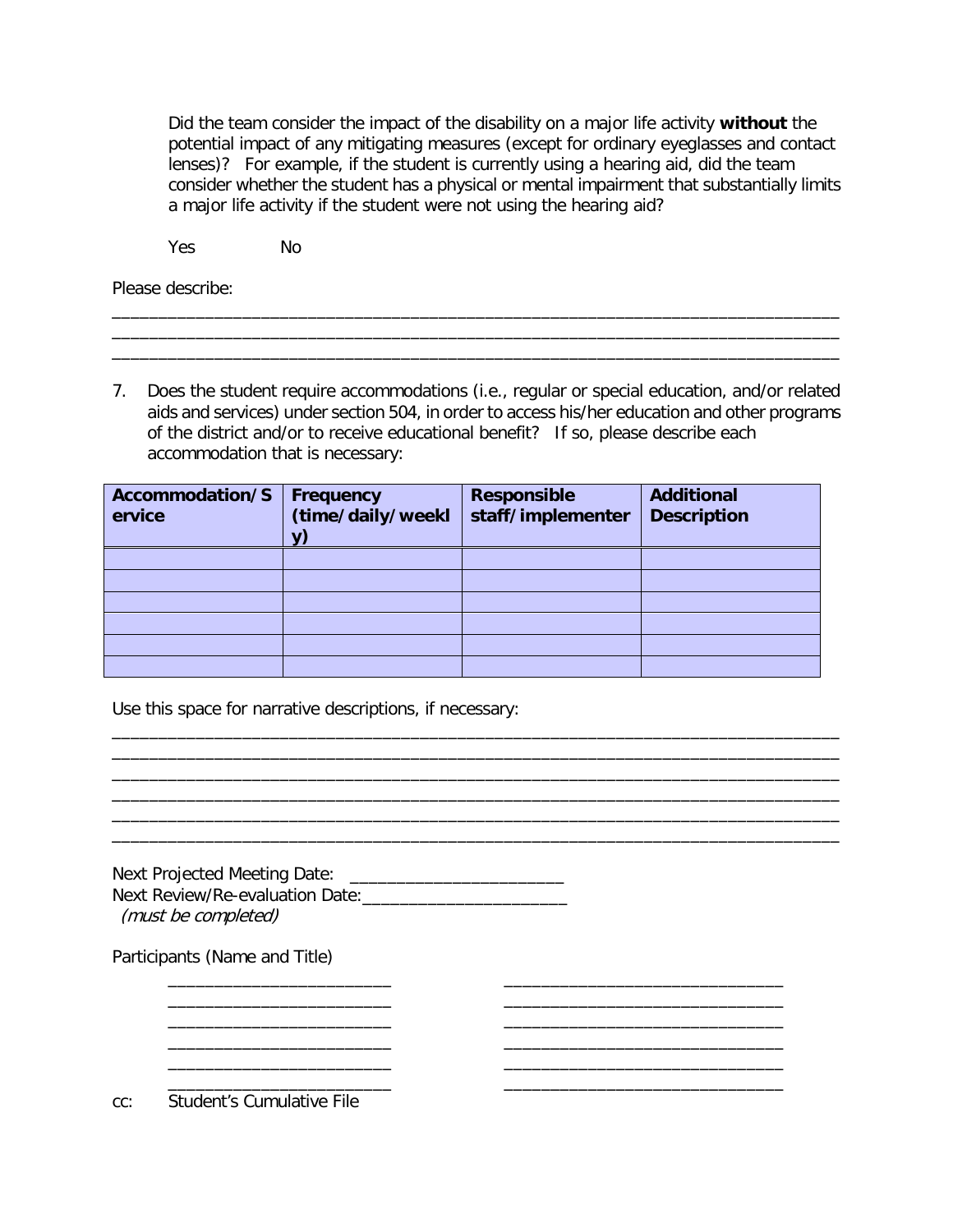Did the team consider the impact of the disability on a major life activity **without** the potential impact of any mitigating measures (except for ordinary eyeglasses and contact lenses)? For example, if the student is currently using a hearing aid, did the team consider whether the student has a physical or mental impairment that substantially limits a major life activity if the student were not using the hearing aid?

Yes No

Please describe:

_______________________________________________________________________________
_______________________________________________________________________________
_______________________________________________________________________________

7. Does the student require accommodations (i.e., regular or special education, and/or related aids and services) under section 504, in order to access his/her education and other programs of the district and/or to receive educational benefit? If so, please describe each accommodation that is necessary:

| Accommodation/Service | Frequency (time/daily/weekly) | Responsible staff/implementer | Additional Description |
|---|---|---|---|
| | | | |
| | | | |
| | | | |
| | | | |
| | | | |
| | | | |

Use this space for narrative descriptions, if necessary:

_______________________________________________________________________________
_______________________________________________________________________________
_______________________________________________________________________________
_______________________________________________________________________________
_______________________________________________________________________________
_______________________________________________________________________________

Next Projected Meeting Date: ________________________
Next Review/Re-evaluation Date:______________________
*(must be completed)*

Participants (Name and Title)

_________________________ _______________________________
_________________________ _______________________________
_________________________ _______________________________
_________________________ _______________________________
_________________________ _______________________________
_________________________ _______________________________

cc: Student's Cumulative File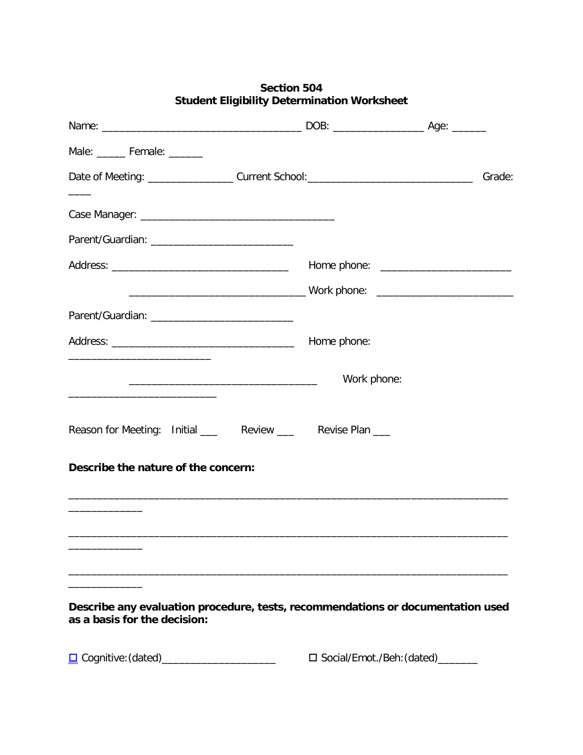**Section 504**
**Student Eligibility Determination Worksheet**

Name: ____________________________________ DOB: ________________ Age: ______

Male: _____ Female: ______

Date of Meeting: _______________ Current School:______________________________ Grade: ____

Case Manager: ___________________________________

Parent/Guardian: _________________________

Address: ________________________________ Home phone: _______________________

________________________________ Work phone: ________________________

Parent/Guardian: _________________________

Address: _________________________________ Home phone: _________________________

__________________________________ Work phone: ___________________________

Reason for Meeting: Initial ___ Review ___ Revise Plan ___

**Describe the nature of the concern:**

_____________________________________________________________________________________________

_____________________________________________________________________________________________

_____________________________________________________________________________________________

**Describe any evaluation procedure, tests, recommendations or documentation used as a basis for the decision:**

☐ Cognitive: (dated)____________________ ☐ Social/Emot./Beh: (dated)_______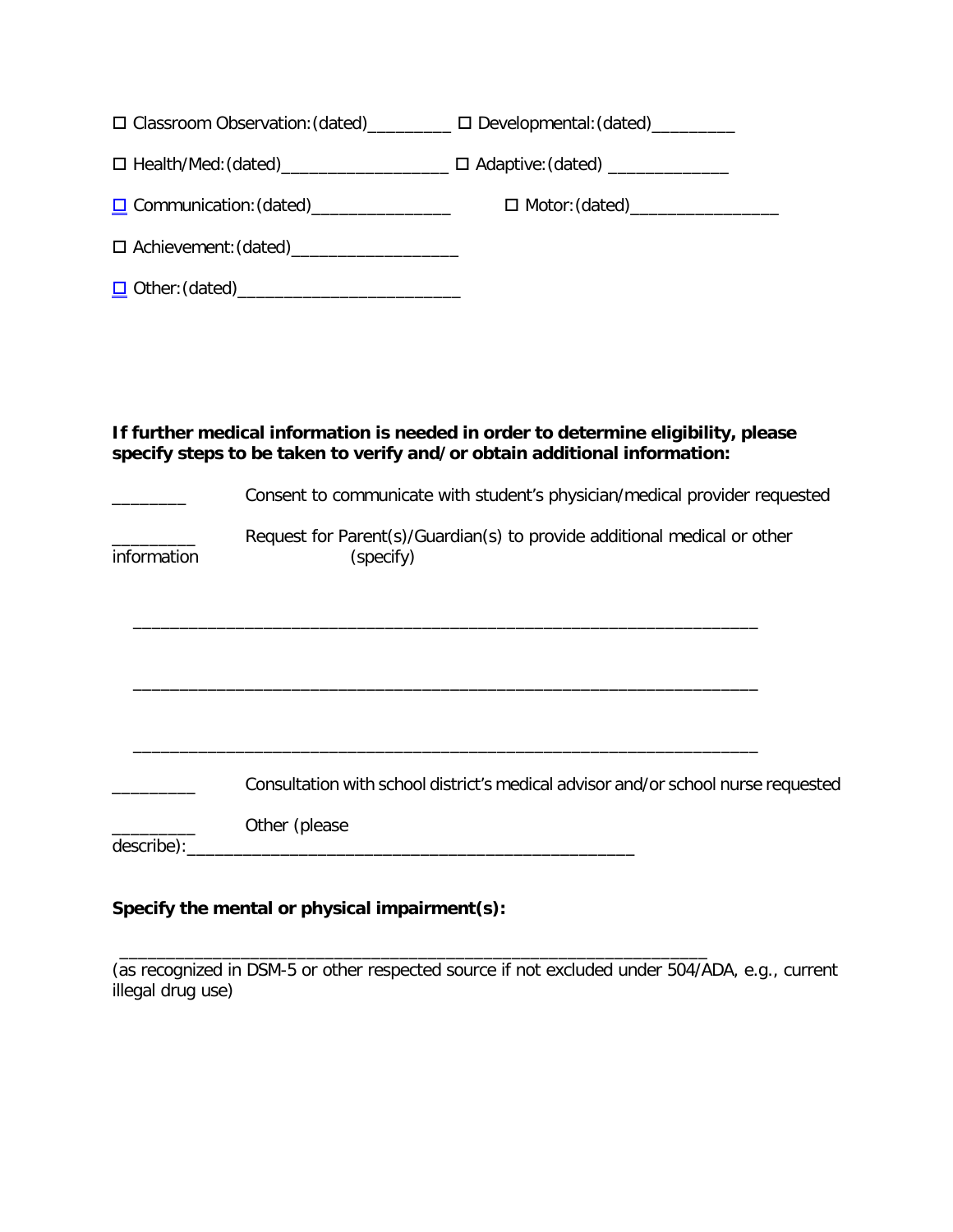☐ Classroom Observation: (dated)_________ ☐ Developmental: (dated)_________

☐ Health/Med: (dated)__________________ ☐ Adaptive: (dated) _____________

☐ Communication: (dated)_______________ ☐ Motor: (dated)________________

☐ Achievement: (dated)__________________

☐ Other: (dated)_________________________

**If further medical information is needed in order to determine eligibility, please specify steps to be taken to verify and/or obtain additional information:**

________ Consent to communicate with student's physician/medical provider requested

_________ Request for Parent(s)/Guardian(s) to provide additional medical or other information (specify)

____________________________________________________________________

____________________________________________________________________

____________________________________________________________________

_________ Consultation with school district's medical advisor and/or school nurse requested

_________ Other (please describe):_________________________________________________

**Specify the mental or physical impairment(s):**

________________________________________________________________

(as recognized in DSM-5 or other respected source if not excluded under 504/ADA, e.g., current illegal drug use)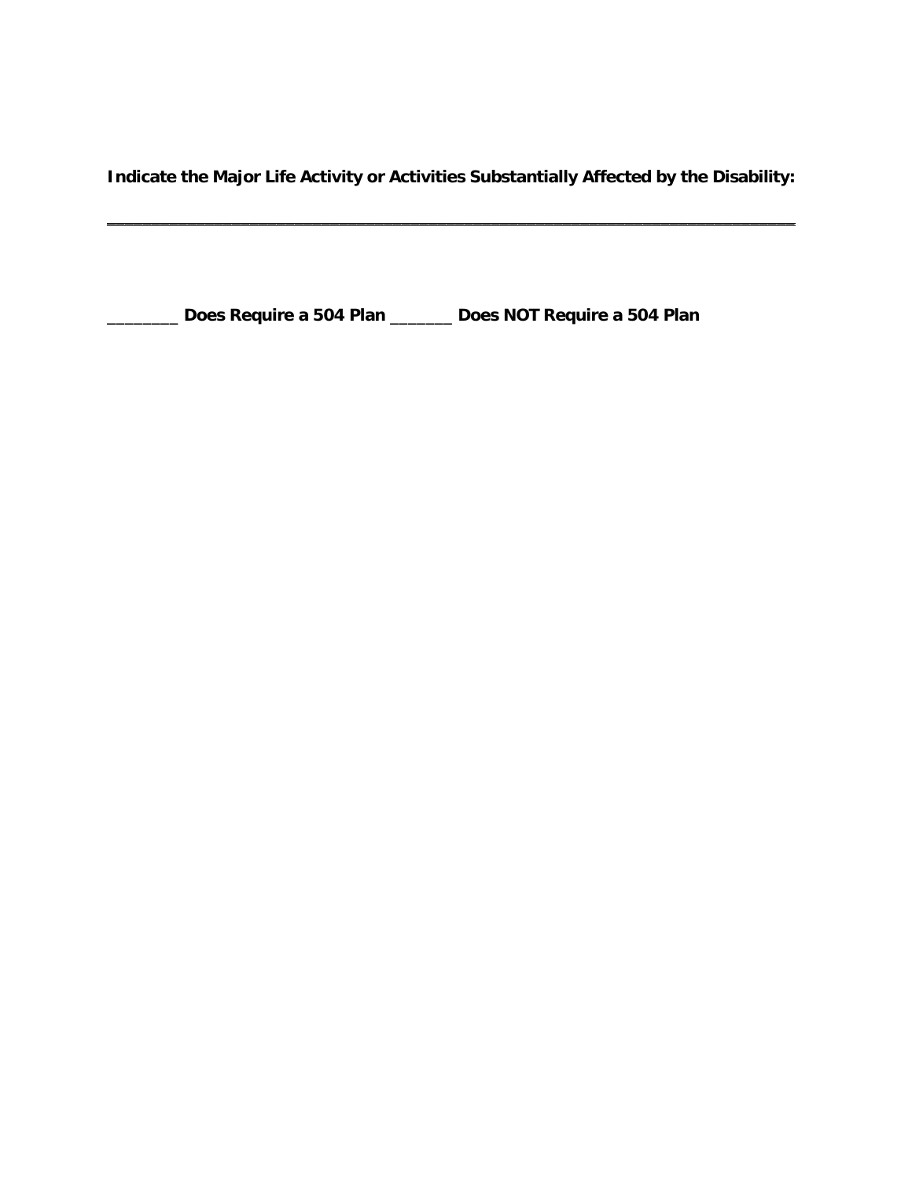**Indicate the Major Life Activity or Activities Substantially Affected by the Disability:**

**______________________________________________________________________**

**________ Does Require a 504 Plan _______ Does NOT Require a 504 Plan**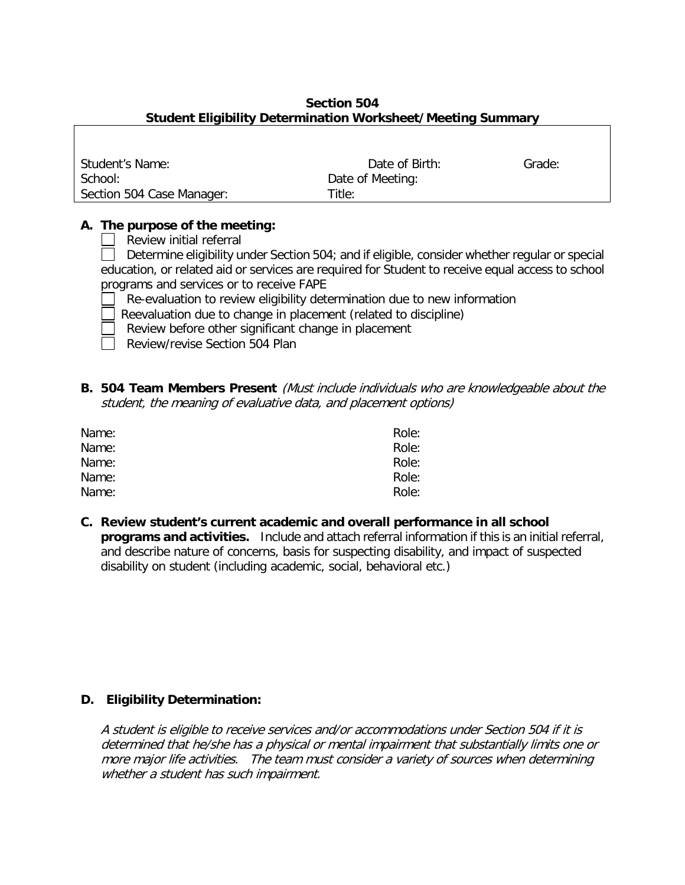**Section 504**
**Student Eligibility Determination Worksheet/Meeting Summary**

| | | |
|---|---|---|
| Student's Name: | Date of Birth: | Grade: |
| School: | Date of Meeting: | |
| Section 504 Case Manager: | Title: | |

**A. The purpose of the meeting:**

- ☐ Review initial referral
- ☐ Determine eligibility under Section 504; and if eligible, consider whether regular or special education, or related aid or services are required for Student to receive equal access to school programs and services or to receive FAPE
- ☐ Re-evaluation to review eligibility determination due to new information
- ☐ Reevaluation due to change in placement (related to discipline)
- ☐ Review before other significant change in placement
- ☐ Review/revise Section 504 Plan

**B. 504 Team Members Present** *(Must include individuals who are knowledgeable about the student, the meaning of evaluative data, and placement options)*

| | |
|---|---|
| Name: | Role: |
| Name: | Role: |
| Name: | Role: |
| Name: | Role: |
| Name: | Role: |

**C. Review student's current academic and overall performance in all school programs and activities.** Include and attach referral information if this is an initial referral, and describe nature of concerns, basis for suspecting disability, and impact of suspected disability on student (including academic, social, behavioral etc.)

**D. Eligibility Determination:**

*A student is eligible to receive services and/or accommodations under Section 504 if it is determined that he/she has a physical or mental impairment that substantially limits one or more major life activities. The team must consider a variety of sources when determining whether a student has such impairment.*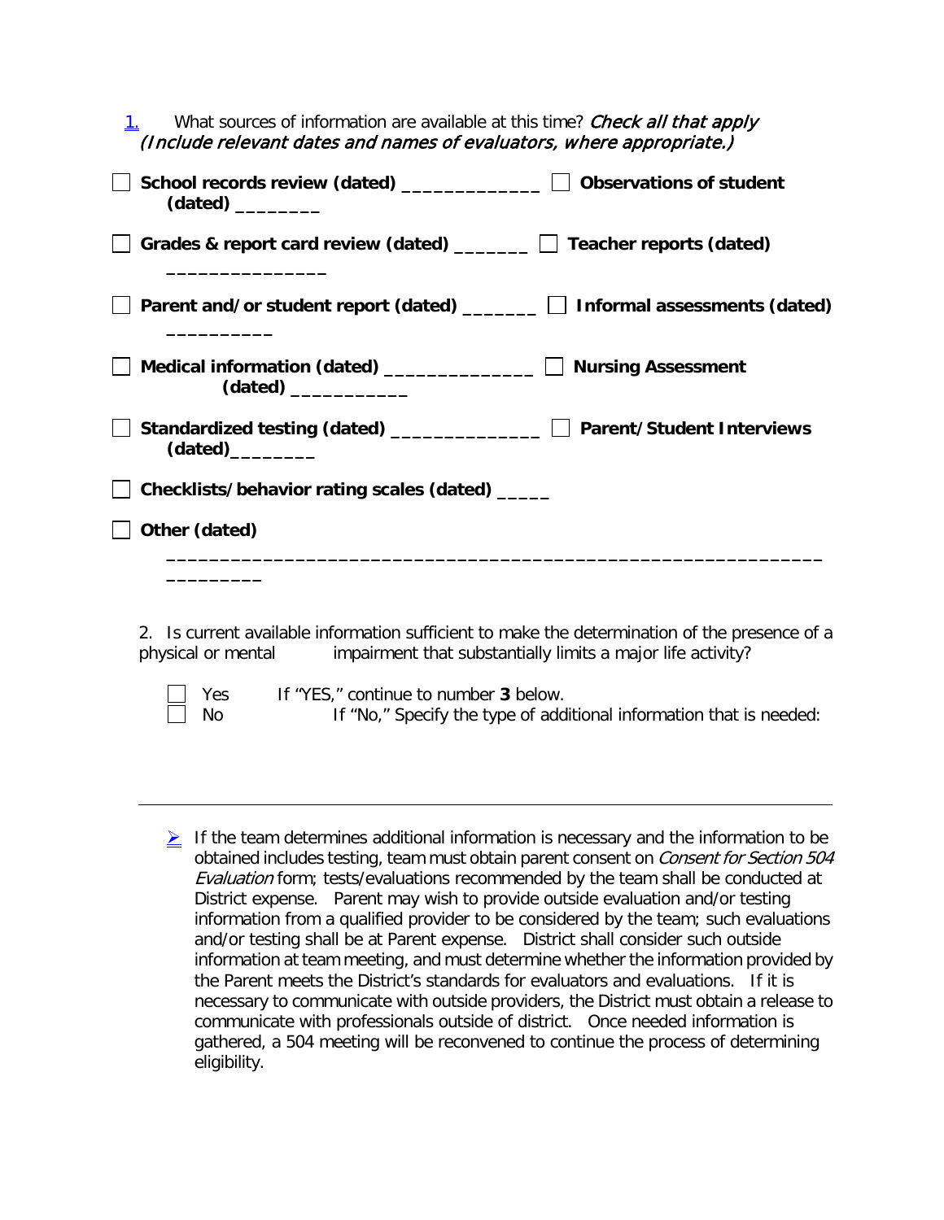1. What sources of information are available at this time? *Check all that apply (Include relevant dates and names of evaluators, where appropriate.)*

- ☐ **School records review (dated)** _____________
- ☐ **Observations of student (dated)** ________
- ☐ **Grades & report card review (dated)** _______
- ☐ **Teacher reports (dated)** _______________
- ☐ **Parent and/or student report (dated)** _______
- ☐ **Informal assessments (dated)** _________
- ☐ **Medical information (dated)** ______________
- ☐ **Nursing Assessment (dated)** ___________
- ☐ **Standardized testing (dated)** ______________
- ☐ **Parent/Student Interviews (dated)**________
- ☐ **Checklists/behavior rating scales (dated)** _____
- ☐ **Other (dated)** ____________________________________________________________________

2. Is current available information sufficient to make the determination of the presence of a physical or mental impairment that substantially limits a major life activity?

- ☐ Yes — If "YES," continue to number **3** below.
- ☐ No — If "No," Specify the type of additional information that is needed:

---

- If the team determines additional information is necessary and the information to be obtained includes testing, team must obtain parent consent on *Consent for Section 504 Evaluation* form; tests/evaluations recommended by the team shall be conducted at District expense. Parent may wish to provide outside evaluation and/or testing information from a qualified provider to be considered by the team; such evaluations and/or testing shall be at Parent expense. District shall consider such outside information at team meeting, and must determine whether the information provided by the Parent meets the District's standards for evaluators and evaluations. If it is necessary to communicate with outside providers, the District must obtain a release to communicate with professionals outside of district. Once needed information is gathered, a 504 meeting will be reconvened to continue the process of determining eligibility.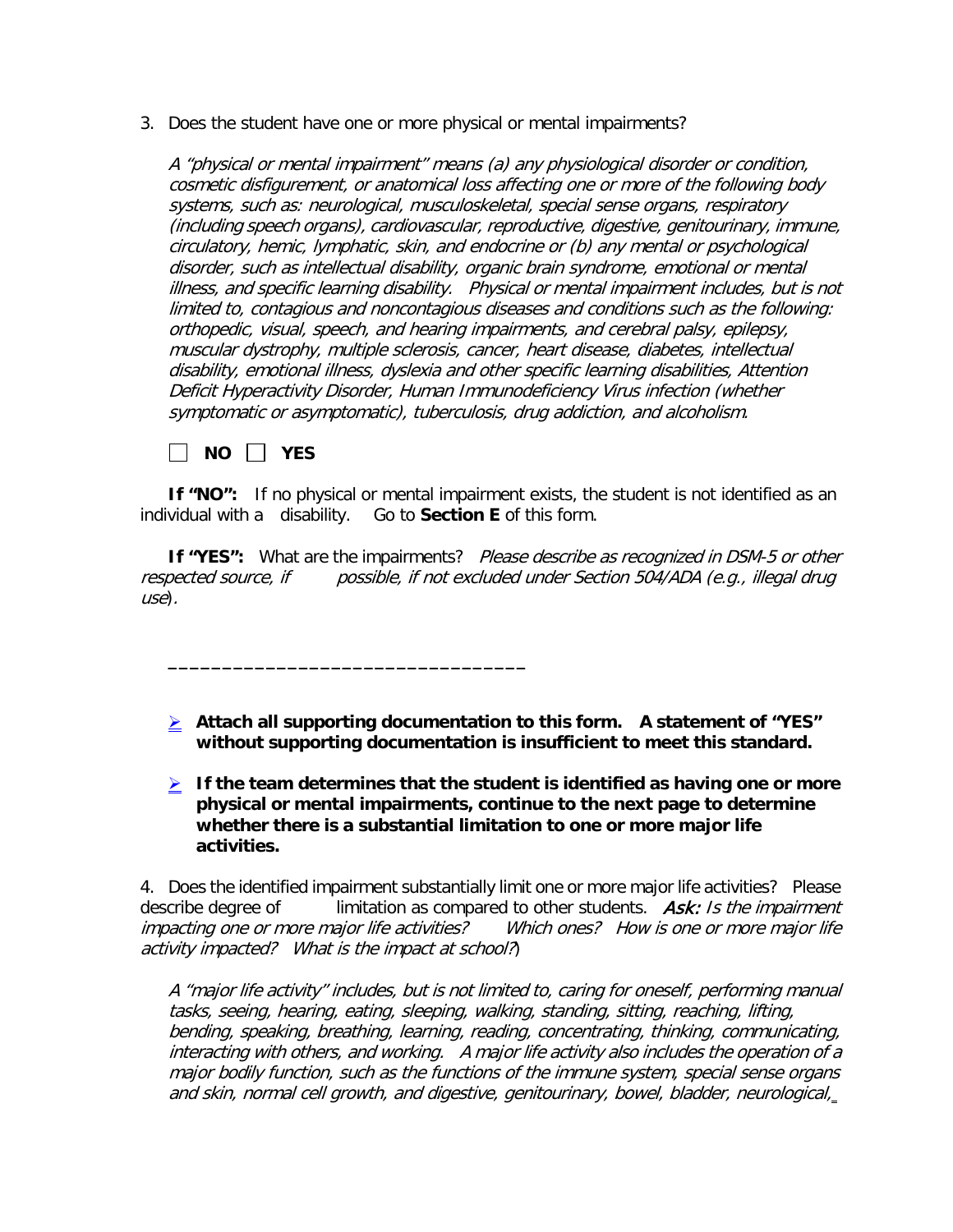3. Does the student have one or more physical or mental impairments?

   *A "physical or mental impairment" means (a) any physiological disorder or condition, cosmetic disfigurement, or anatomical loss affecting one or more of the following body systems, such as: neurological, musculoskeletal, special sense organs, respiratory (including speech organs), cardiovascular, reproductive, digestive, genitourinary, immune, circulatory, hemic, lymphatic, skin, and endocrine or (b) any mental or psychological disorder, such as intellectual disability, organic brain syndrome, emotional or mental illness, and specific learning disability. Physical or mental impairment includes, but is not limited to, contagious and noncontagious diseases and conditions such as the following: orthopedic, visual, speech, and hearing impairments, and cerebral palsy, epilepsy, muscular dystrophy, multiple sclerosis, cancer, heart disease, diabetes, intellectual disability, emotional illness, dyslexia and other specific learning disabilities, Attention Deficit Hyperactivity Disorder, Human Immunodeficiency Virus infection (whether symptomatic or asymptomatic), tuberculosis, drug addiction, and alcoholism.*

   ☐ **NO** ☐ **YES**

   **If "NO":** If no physical or mental impairment exists, the student is not identified as an individual with a disability. Go to **Section E** of this form.

   **If "YES":** What are the impairments? *Please describe as recognized in DSM-5 or other respected source, if possible, if not excluded under Section 504/ADA (e.g., illegal drug use).*

   ________________________________

   - **Attach all supporting documentation to this form. A statement of "YES" without supporting documentation is insufficient to meet this standard.**
   - **If the team determines that the student is identified as having one or more physical or mental impairments, continue to the next page to determine whether there is a substantial limitation to one or more major life activities.**

4. Does the identified impairment substantially limit one or more major life activities? Please describe degree of limitation as compared to other students. ***Ask:*** *Is the impairment impacting one or more major life activities? Which ones? How is one or more major life activity impacted? What is the impact at school?*)

   *A "major life activity" includes, but is not limited to, caring for oneself, performing manual tasks, seeing, hearing, eating, sleeping, walking, standing, sitting, reaching, lifting, bending, speaking, breathing, learning, reading, concentrating, thinking, communicating, interacting with others, and working. A major life activity also includes the operation of a major bodily function, such as the functions of the immune system, special sense organs and skin, normal cell growth, and digestive, genitourinary, bowel, bladder, neurological,*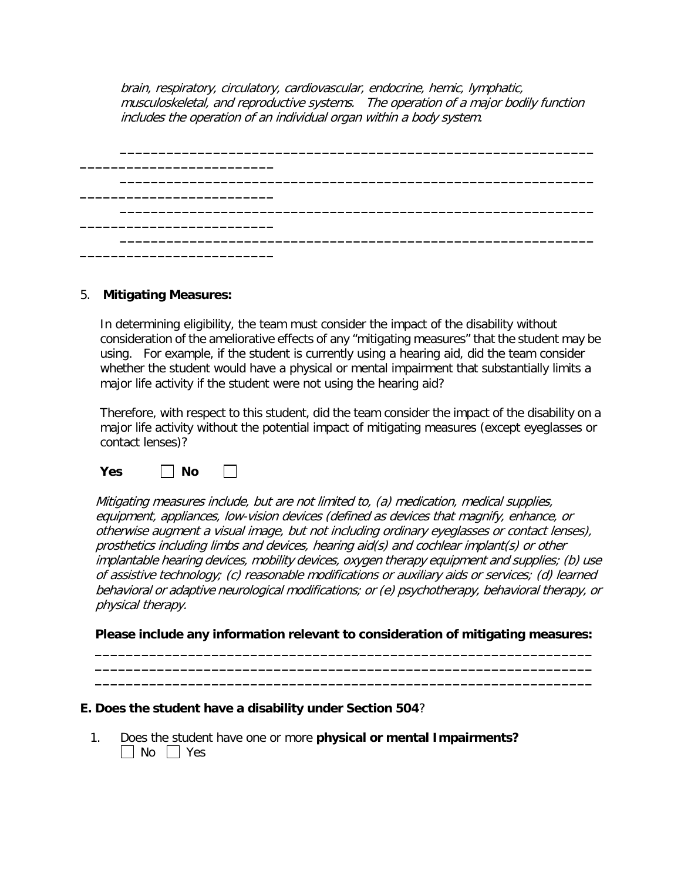*brain, respiratory, circulatory, cardiovascular, endocrine, hemic, lymphatic, musculoskeletal, and reproductive systems. The operation of a major bodily function includes the operation of an individual organ within a body system.*

_______________________________________________________________________________________

_______________________________________________________________________________________

_______________________________________________________________________________________

_______________________________________________________________________________________

5. **Mitigating Measures:**

In determining eligibility, the team must consider the impact of the disability without consideration of the ameliorative effects of any "mitigating measures" that the student may be using. For example, if the student is currently using a hearing aid, did the team consider whether the student would have a physical or mental impairment that substantially limits a major life activity if the student were not using the hearing aid?

Therefore, with respect to this student, did the team consider the impact of the disability on a major life activity without the potential impact of mitigating measures (except eyeglasses or contact lenses)?

**Yes** ☐ **No** ☐

*Mitigating measures include, but are not limited to, (a) medication, medical supplies, equipment, appliances, low-vision devices (defined as devices that magnify, enhance, or otherwise augment a visual image, but not including ordinary eyeglasses or contact lenses), prosthetics including limbs and devices, hearing aid(s) and cochlear implant(s) or other implantable hearing devices, mobility devices, oxygen therapy equipment and supplies; (b) use of assistive technology; (c) reasonable modifications or auxiliary aids or services; (d) learned behavioral or adaptive neurological modifications; or (e) psychotherapy, behavioral therapy, or physical therapy.*

**Please include any information relevant to consideration of mitigating measures:**

_______________________________________________________________

_______________________________________________________________

_______________________________________________________________

**E. Does the student have a disability under Section 504**?

1. Does the student have one or more **physical or mental Impairments?**
   ☐ No ☐ Yes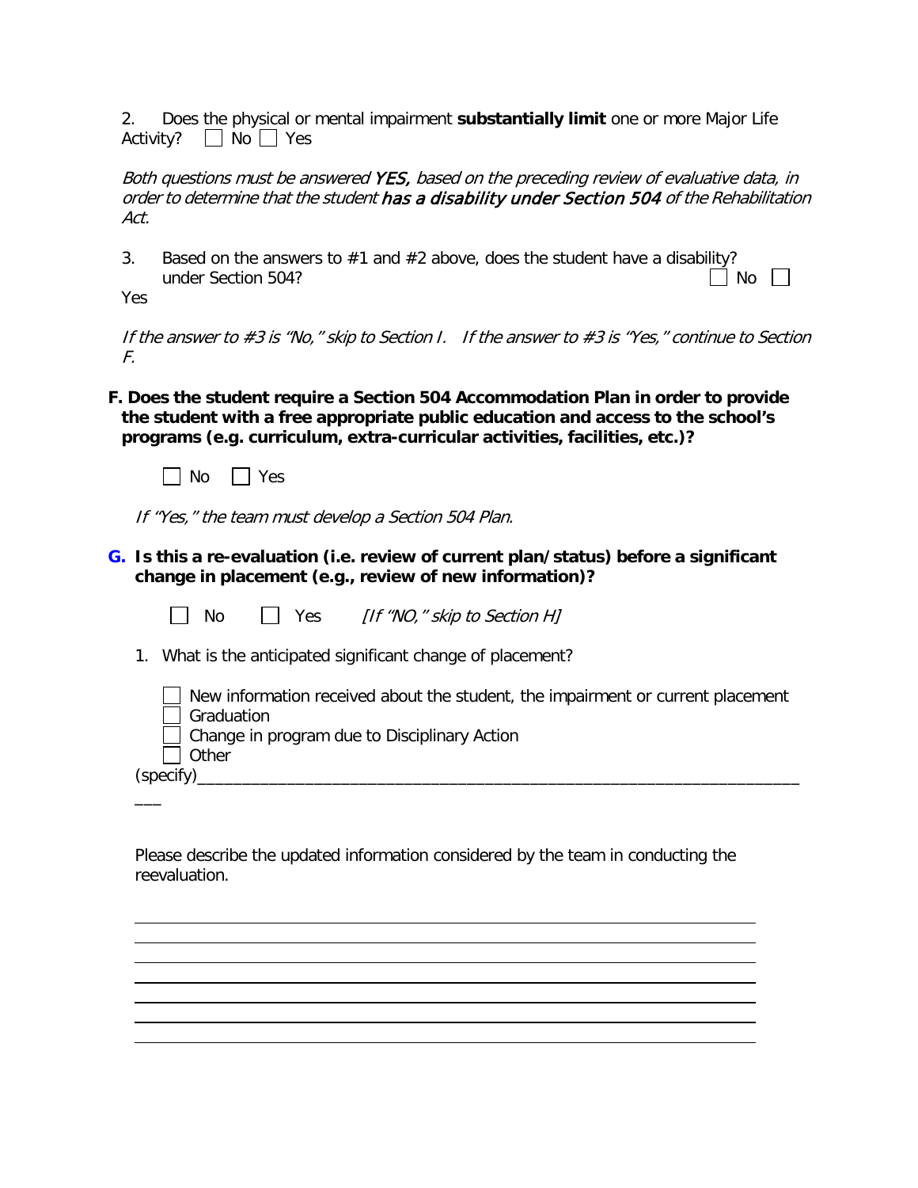2. Does the physical or mental impairment **substantially limit** one or more Major Life Activity? ☐ No ☐ Yes

*Both questions must be answered YES, based on the preceding review of evaluative data, in order to determine that the student **has a disability under Section 504** of the Rehabilitation Act.*

3. Based on the answers to #1 and #2 above, does the student have a disability? under Section 504? ☐ No ☐ Yes

*If the answer to #3 is "No," skip to Section I. If the answer to #3 is "Yes," continue to Section F.*

**F. Does the student require a Section 504 Accommodation Plan in order to provide the student with a free appropriate public education and access to the school's programs (e.g. curriculum, extra-curricular activities, facilities, etc.)?**

☐ No ☐ Yes

*If "Yes," the team must develop a Section 504 Plan.*

**G. Is this a re-evaluation (i.e. review of current plan/status) before a significant change in placement (e.g., review of new information)?**

☐ No ☐ Yes *[If "NO," skip to Section H]*

1. What is the anticipated significant change of placement?

☐ New information received about the student, the impairment or current placement
☐ Graduation
☐ Change in program due to Disciplinary Action
☐ Other
(specify)___________________________________________________________________

Please describe the updated information considered by the team in conducting the reevaluation.

______________________________________________________________________
______________________________________________________________________
______________________________________________________________________
______________________________________________________________________
______________________________________________________________________
______________________________________________________________________
______________________________________________________________________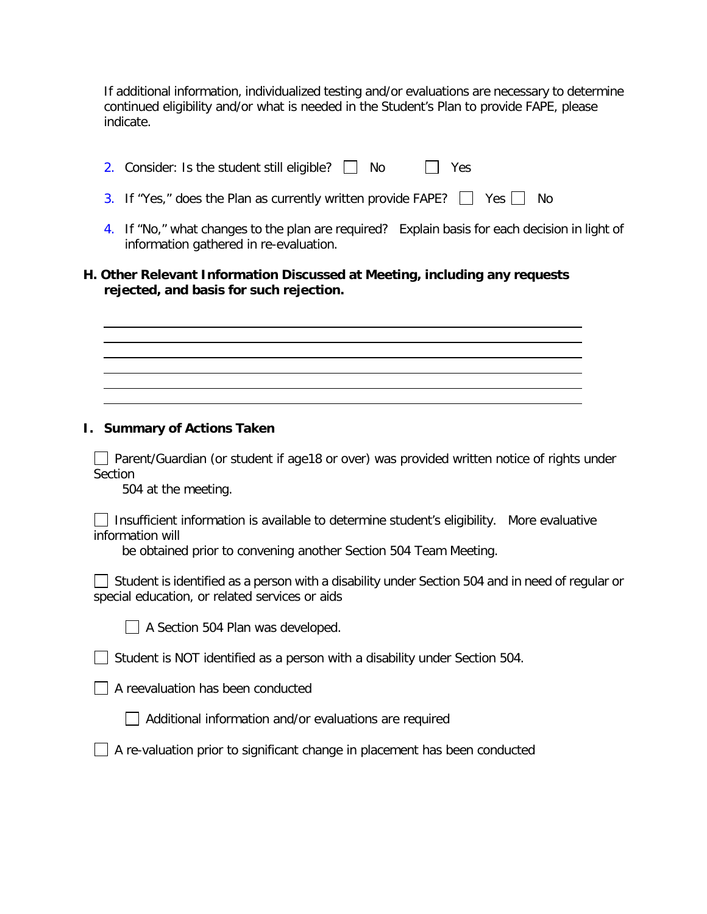If additional information, individualized testing and/or evaluations are necessary to determine continued eligibility and/or what is needed in the Student's Plan to provide FAPE, please indicate.

2. Consider: Is the student still eligible? ☐ No ☐ Yes

3. If "Yes," does the Plan as currently written provide FAPE? ☐ Yes ☐ No

4. If "No," what changes to the plan are required? Explain basis for each decision in light of information gathered in re-evaluation.

**H. Other Relevant Information Discussed at Meeting, including any requests rejected, and basis for such rejection.**

\_\_\_\_\_\_\_\_\_\_\_\_\_\_\_\_\_\_\_\_\_\_\_\_\_\_\_\_\_\_\_\_\_\_\_\_\_\_\_\_\_\_\_\_\_\_\_\_\_\_\_\_\_\_\_\_\_\_\_\_

\_\_\_\_\_\_\_\_\_\_\_\_\_\_\_\_\_\_\_\_\_\_\_\_\_\_\_\_\_\_\_\_\_\_\_\_\_\_\_\_\_\_\_\_\_\_\_\_\_\_\_\_\_\_\_\_\_\_\_\_

\_\_\_\_\_\_\_\_\_\_\_\_\_\_\_\_\_\_\_\_\_\_\_\_\_\_\_\_\_\_\_\_\_\_\_\_\_\_\_\_\_\_\_\_\_\_\_\_\_\_\_\_\_\_\_\_\_\_\_\_

\_\_\_\_\_\_\_\_\_\_\_\_\_\_\_\_\_\_\_\_\_\_\_\_\_\_\_\_\_\_\_\_\_\_\_\_\_\_\_\_\_\_\_\_\_\_\_\_\_\_\_\_\_\_\_\_\_\_\_\_

\_\_\_\_\_\_\_\_\_\_\_\_\_\_\_\_\_\_\_\_\_\_\_\_\_\_\_\_\_\_\_\_\_\_\_\_\_\_\_\_\_\_\_\_\_\_\_\_\_\_\_\_\_\_\_\_\_\_\_\_

\_\_\_\_\_\_\_\_\_\_\_\_\_\_\_\_\_\_\_\_\_\_\_\_\_\_\_\_\_\_\_\_\_\_\_\_\_\_\_\_\_\_\_\_\_\_\_\_\_\_\_\_\_\_\_\_\_\_\_\_

**I. Summary of Actions Taken**

☐ Parent/Guardian (or student if age18 or over) was provided written notice of rights under Section 504 at the meeting.

☐ Insufficient information is available to determine student's eligibility. More evaluative information will be obtained prior to convening another Section 504 Team Meeting.

☐ Student is identified as a person with a disability under Section 504 and in need of regular or special education, or related services or aids

- ☐ A Section 504 Plan was developed.

☐ Student is NOT identified as a person with a disability under Section 504.

☐ A reevaluation has been conducted

- ☐ Additional information and/or evaluations are required

☐ A re-valuation prior to significant change in placement has been conducted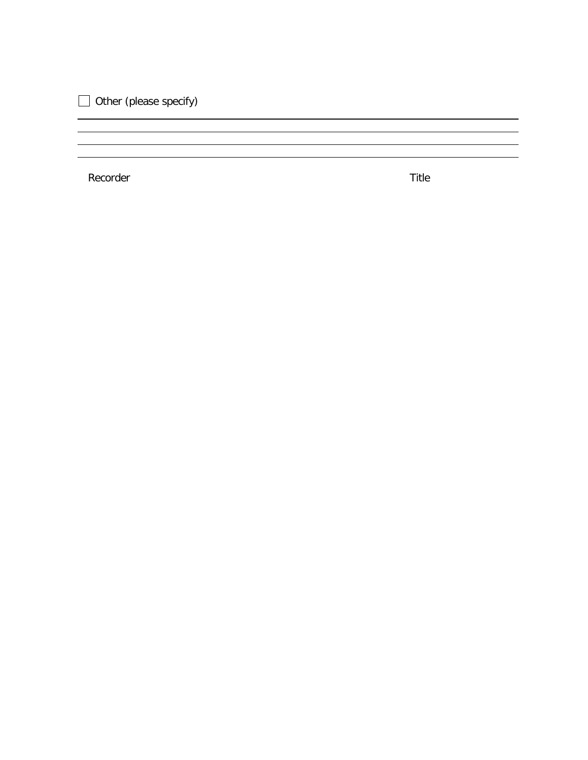- [ ] Other (please specify)

---

---

---

---

Recorder | Title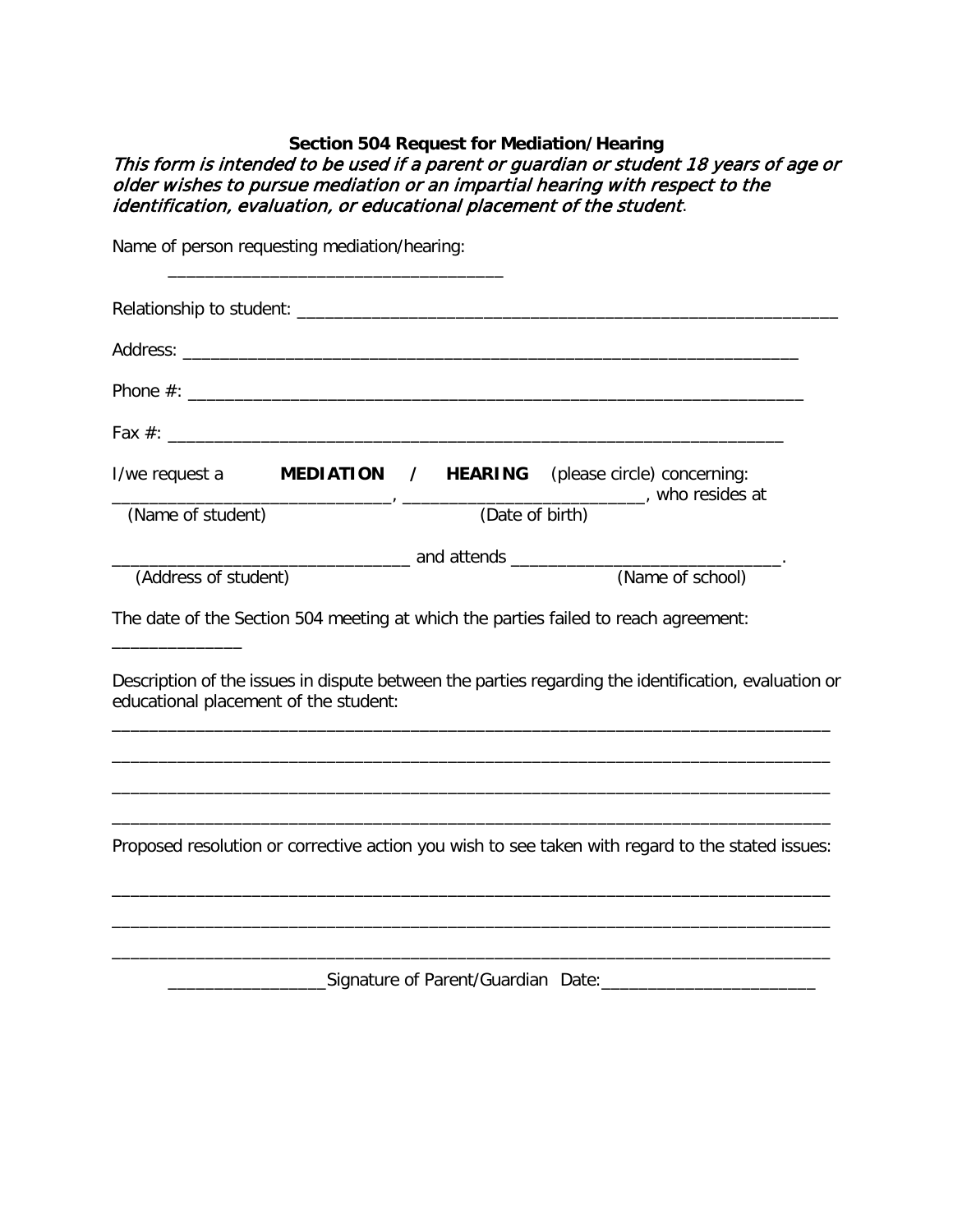**Section 504 Request for Mediation/Hearing**

*This form is intended to be used if a parent or guardian or student 18 years of age or older wishes to pursue mediation or an impartial hearing with respect to the identification, evaluation, or educational placement of the student*.

Name of person requesting mediation/hearing:

_____________________________________

Relationship to student: ____________________________________________________________

Address: _____________________________________________________________________

Phone #: _____________________________________________________________________

Fax #: _______________________________________________________________________

I/we request a **MEDIATION / HEARING** (please circle) concerning:

______________________________, __________________________, who resides at
(Name of student) (Date of birth)

________________________________ and attends ______________________________.
(Address of student) (Name of school)

The date of the Section 504 meeting at which the parties failed to reach agreement:

______________

Description of the issues in dispute between the parties regarding the identification, evaluation or educational placement of the student:

_______________________________________________________________________________

_______________________________________________________________________________

_______________________________________________________________________________

_______________________________________________________________________________

Proposed resolution or corrective action you wish to see taken with regard to the stated issues:

_______________________________________________________________________________

_______________________________________________________________________________

_______________________________________________________________________________

_________________Signature of Parent/Guardian Date:_______________________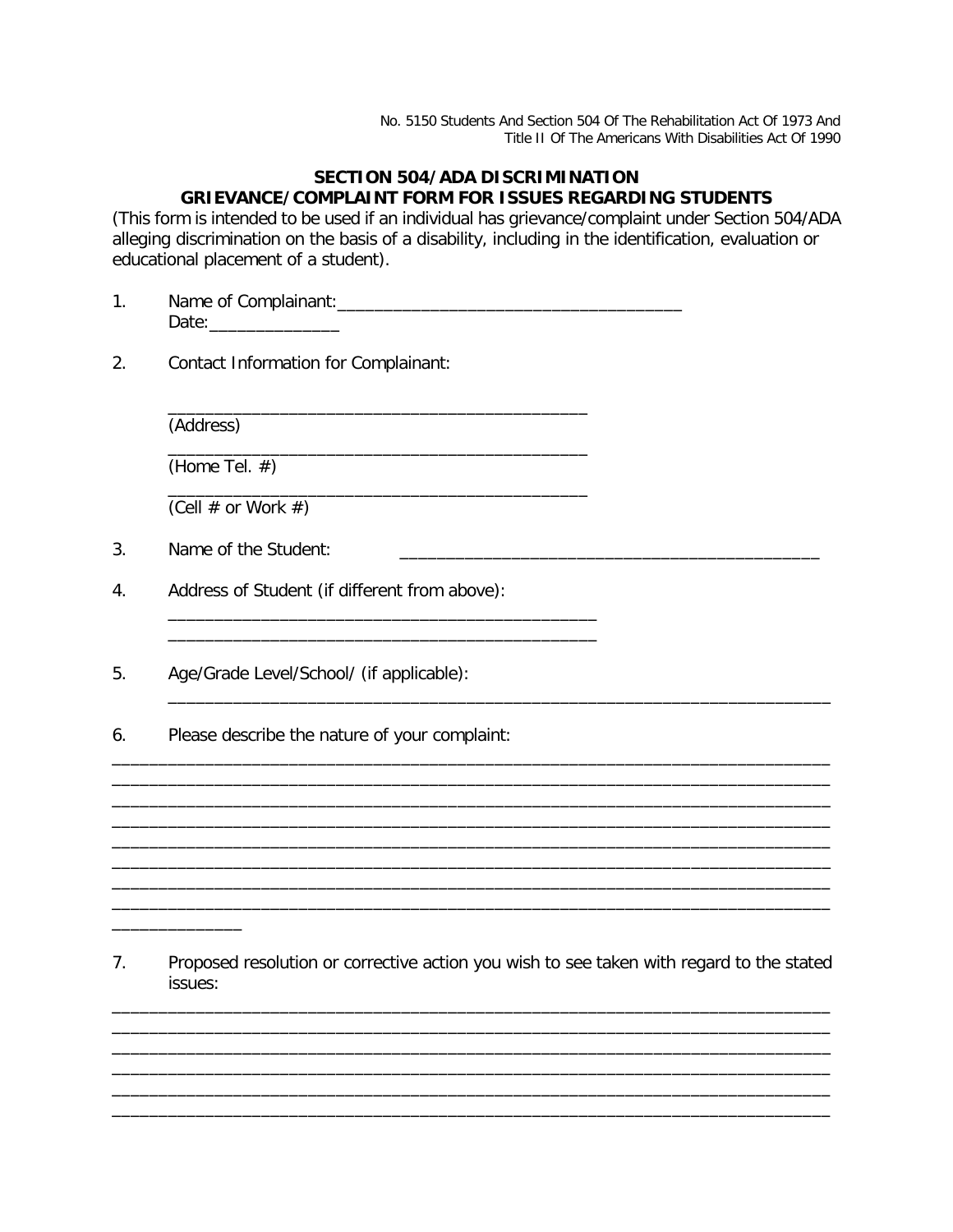No. 5150 Students And Section 504 Of The Rehabilitation Act Of 1973 And Title II Of The Americans With Disabilities Act Of 1990

## SECTION 504/ADA DISCRIMINATION GRIEVANCE/COMPLAINT FORM FOR ISSUES REGARDING STUDENTS

(This form is intended to be used if an individual has grievance/complaint under Section 504/ADA alleging discrimination on the basis of a disability, including in the identification, evaluation or educational placement of a student).

1. Name of Complainant:______________________________________
   Date:______________

2. Contact Information for Complainant:

   _______________________________________________
   (Address)

   _______________________________________________
   (Home Tel. #)

   _______________________________________________
   (Cell # or Work #)

3. Name of the Student: _______________________________________________

4. Address of Student (if different from above):
   _______________________________________________
   _______________________________________________

5. Age/Grade Level/School/ (if applicable):
   ___________________________________________________________________________

6. Please describe the nature of your complaint:

________________________________________________________________________________
________________________________________________________________________________
________________________________________________________________________________
________________________________________________________________________________
________________________________________________________________________________
________________________________________________________________________________
________________________________________________________________________________
________________________________________________________________________________
______________

7. Proposed resolution or corrective action you wish to see taken with regard to the stated issues:

________________________________________________________________________________
________________________________________________________________________________
________________________________________________________________________________
________________________________________________________________________________
________________________________________________________________________________
________________________________________________________________________________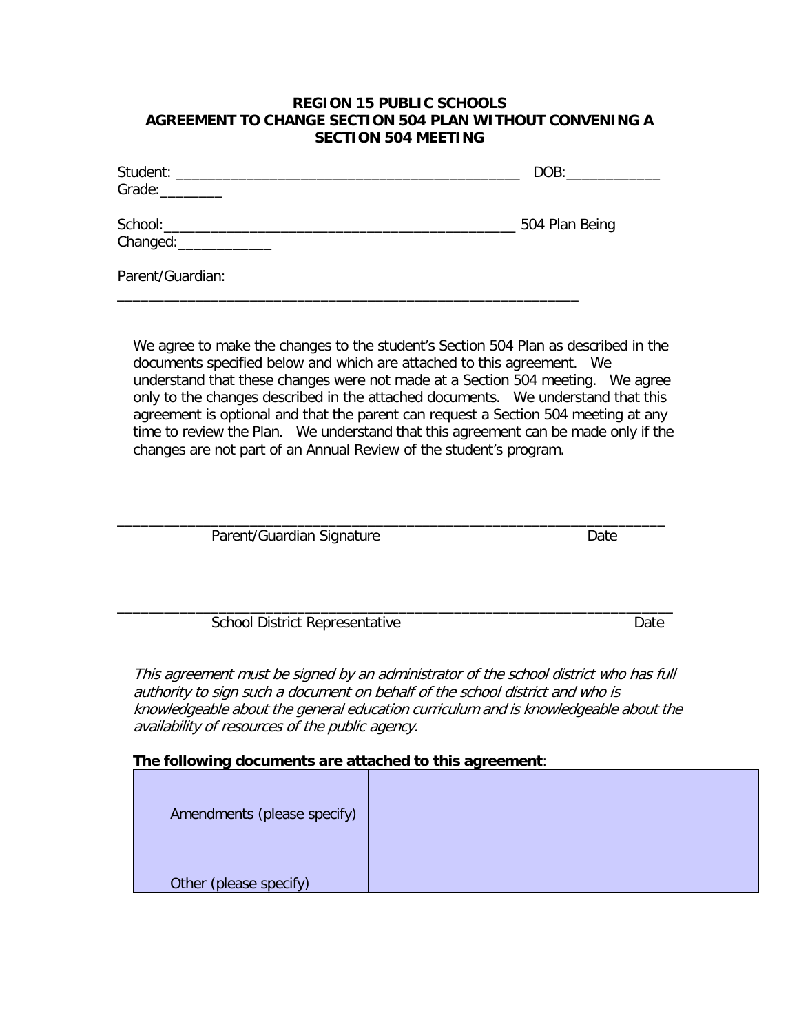**REGION 15 PUBLIC SCHOOLS**
**AGREEMENT TO CHANGE SECTION 504 PLAN WITHOUT CONVENING A SECTION 504 MEETING**

Student: ___________________________________________ DOB:____________ Grade:________

School:____________________________________________ 504 Plan Being Changed:____________

Parent/Guardian: ___________________________________________________________

We agree to make the changes to the student's Section 504 Plan as described in the documents specified below and which are attached to this agreement. We understand that these changes were not made at a Section 504 meeting. We agree only to the changes described in the attached documents. We understand that this agreement is optional and that the parent can request a Section 504 meeting at any time to review the Plan. We understand that this agreement can be made only if the changes are not part of an Annual Review of the student's program.

_______________________________________________________________________
Parent/Guardian Signature Date

_______________________________________________________________________
School District Representative Date

*This agreement must be signed by an administrator of the school district who has full authority to sign such a document on behalf of the school district and who is knowledgeable about the general education curriculum and is knowledgeable about the availability of resources of the public agency.*

**The following documents are attached to this agreement**:

| | | |
|---|---|---|
| | Amendments (please specify) | |
| | Other (please specify) | |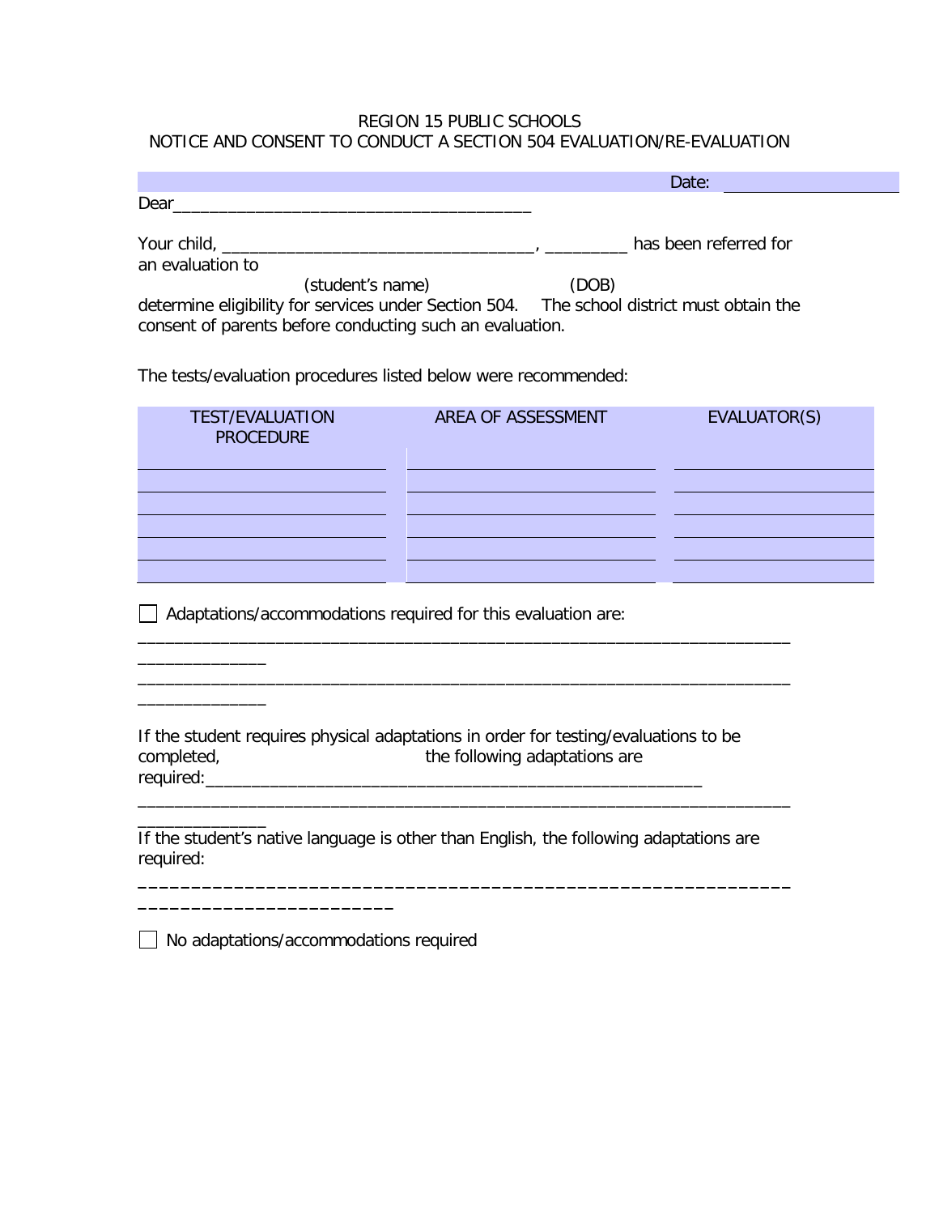REGION 15 PUBLIC SCHOOLS
NOTICE AND CONSENT TO CONDUCT A SECTION 504 EVALUATION/RE-EVALUATION

Date: ____________________

Dear_________________________________________

Your child, ___________________________________, _________ has been referred for an evaluation to
(student's name) (DOB)
determine eligibility for services under Section 504. The school district must obtain the consent of parents before conducting such an evaluation.

The tests/evaluation procedures listed below were recommended:

| TEST/EVALUATION PROCEDURE | AREA OF ASSESSMENT | EVALUATOR(S) |
|---|---|---|
| | | |
| | | |
| | | |
| | | |
| | | |

☐ Adaptations/accommodations required for this evaluation are:
_________________________________________________________________________
_________________________________________________________________________

If the student requires physical adaptations in order for testing/evaluations to be completed, the following adaptations are required:_______________________________________________________
_________________________________________________________________________

If the student's native language is other than English, the following adaptations are required:
_________________________________________________________________________

☐ No adaptations/accommodations required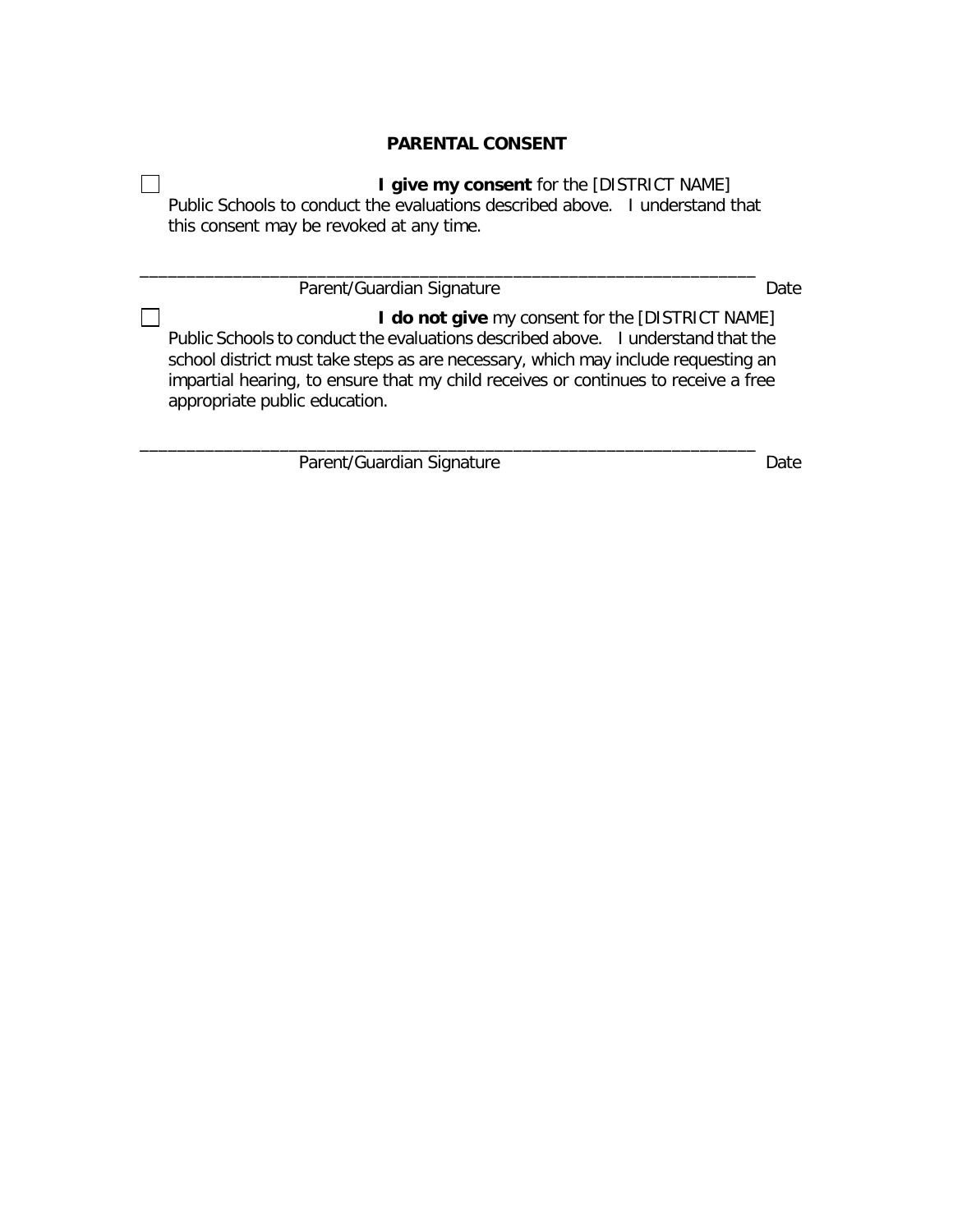**PARENTAL CONSENT**

☐ **I give my consent** for the [DISTRICT NAME] Public Schools to conduct the evaluations described above. I understand that this consent may be revoked at any time.

_________________________________________________________________

Parent/Guardian Signature Date

☐ **I do not give** my consent for the [DISTRICT NAME] Public Schools to conduct the evaluations described above. I understand that the school district must take steps as are necessary, which may include requesting an impartial hearing, to ensure that my child receives or continues to receive a free appropriate public education.

_________________________________________________________________

Parent/Guardian Signature Date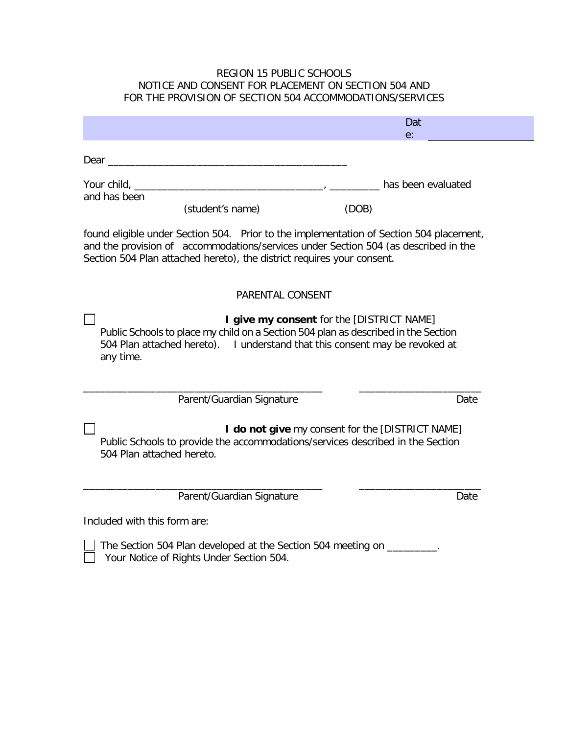REGION 15 PUBLIC SCHOOLS
NOTICE AND CONSENT FOR PLACEMENT ON SECTION 504 AND
FOR THE PROVISION OF SECTION 504 ACCOMMODATIONS/SERVICES

Date: ____________________

Dear ____________________________________________

Your child, ___________________________________, _________ has been evaluated and has been
(student's name) (DOB)

found eligible under Section 504. Prior to the implementation of Section 504 placement, and the provision of accommodations/services under Section 504 (as described in the Section 504 Plan attached hereto), the district requires your consent.

PARENTAL CONSENT

☐ **I give my consent** for the [DISTRICT NAME] Public Schools to place my child on a Section 504 plan as described in the Section 504 Plan attached hereto). I understand that this consent may be revoked at any time.

_____________________________________________ ______________________
Parent/Guardian Signature Date

☐ **I do not give** my consent for the [DISTRICT NAME] Public Schools to provide the accommodations/services described in the Section 504 Plan attached hereto.

_____________________________________________ ______________________
Parent/Guardian Signature Date

Included with this form are:

☐ The Section 504 Plan developed at the Section 504 meeting on _________.
☐ Your Notice of Rights Under Section 504.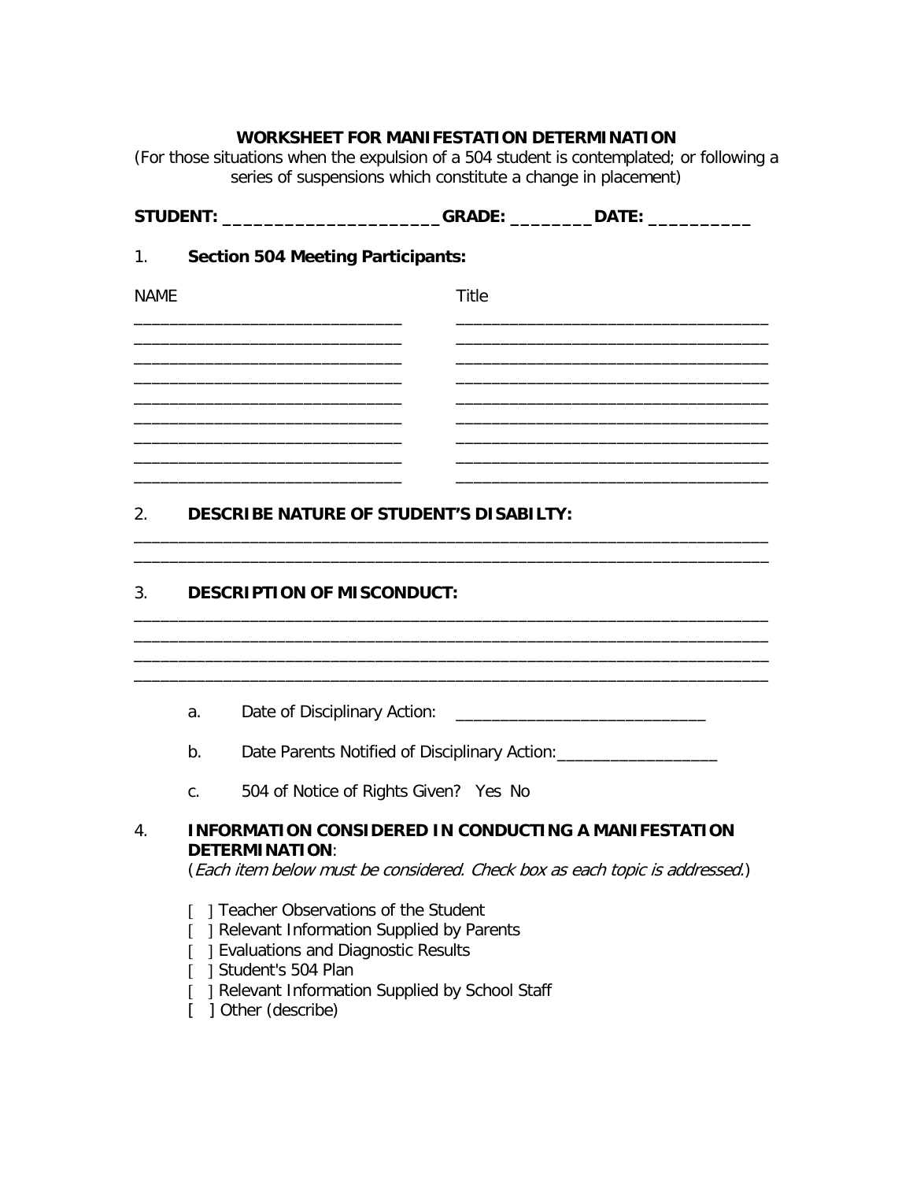**WORKSHEET FOR MANIFESTATION DETERMINATION**

(For those situations when the expulsion of a 504 student is contemplated; or following a series of suspensions which constitute a change in placement)

**STUDENT:** ______________________ **GRADE:** ________ **DATE:** __________

1. **Section 504 Meeting Participants:**

| NAME | Title |
|---|---|
| ____________________________ | ________________________________ |
| ____________________________ | ________________________________ |
| ____________________________ | ________________________________ |
| ____________________________ | ________________________________ |
| ____________________________ | ________________________________ |
| ____________________________ | ________________________________ |
| ____________________________ | ________________________________ |
| ____________________________ | ________________________________ |
| ____________________________ | ________________________________ |

2. **DESCRIBE NATURE OF STUDENT'S DISABILTY:**

_______________________________________________________________________
_______________________________________________________________________

3. **DESCRIPTION OF MISCONDUCT:**

_______________________________________________________________________
_______________________________________________________________________
_______________________________________________________________________
_______________________________________________________________________

   a. Date of Disciplinary Action: ____________________________

   b. Date Parents Notified of Disciplinary Action: __________________

   c. 504 of Notice of Rights Given? Yes No

4. **INFORMATION CONSIDERED IN CONDUCTING A MANIFESTATION DETERMINATION**:
   (*Each item below must be considered. Check box as each topic is addressed.*)

   [ ] Teacher Observations of the Student
   [ ] Relevant Information Supplied by Parents
   [ ] Evaluations and Diagnostic Results
   [ ] Student's 504 Plan
   [ ] Relevant Information Supplied by School Staff
   [ ] Other (describe)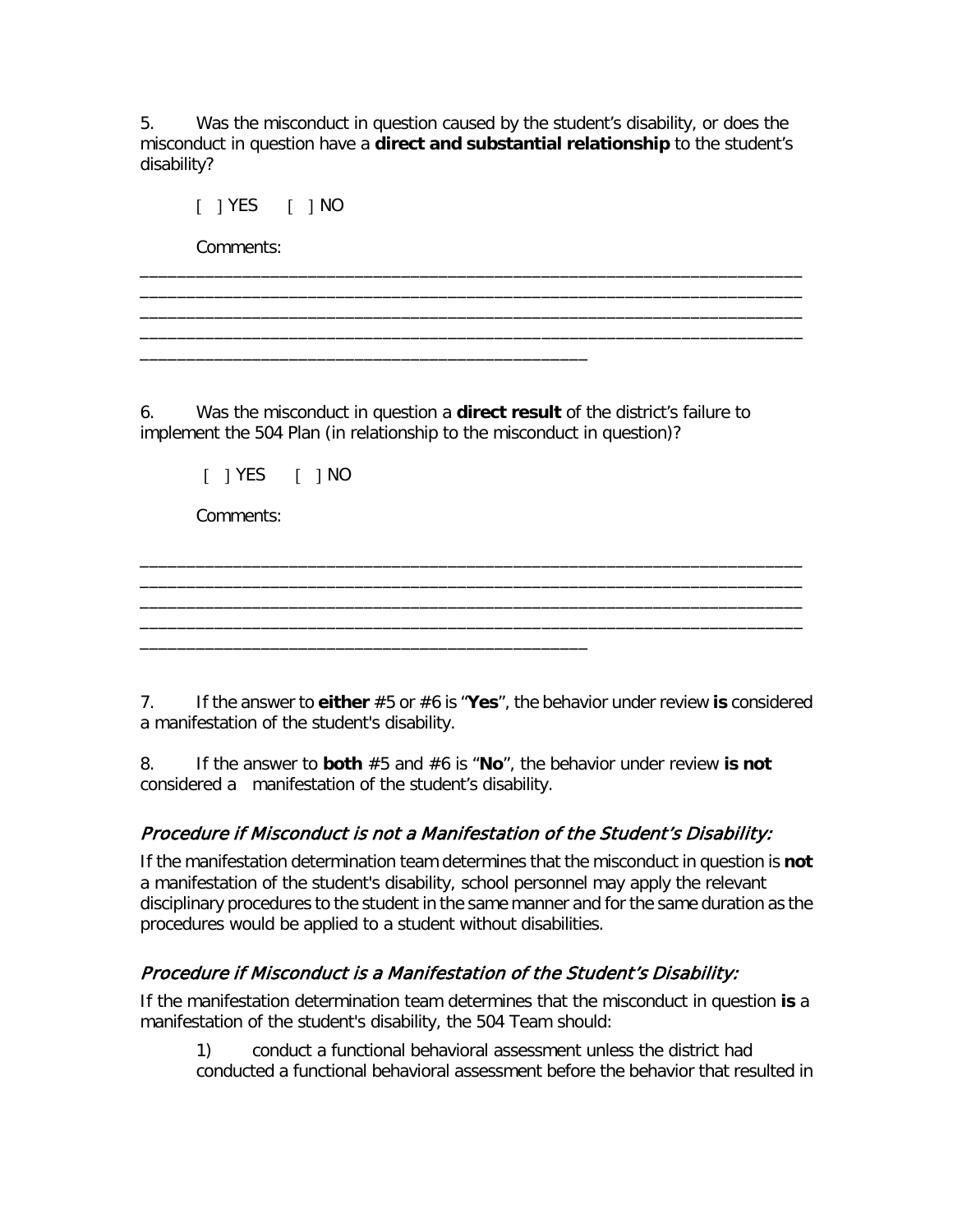5. Was the misconduct in question caused by the student's disability, or does the misconduct in question have a **direct and substantial relationship** to the student's disability?

[ ] YES [ ] NO

Comments:

_________________________________________________________________________
_________________________________________________________________________
_________________________________________________________________________
_________________________________________________________________________
__________________________________________________

6. Was the misconduct in question a **direct result** of the district's failure to implement the 504 Plan (in relationship to the misconduct in question)?

[ ] YES [ ] NO

Comments:

_________________________________________________________________________
_________________________________________________________________________
_________________________________________________________________________
_________________________________________________________________________
__________________________________________________

7. If the answer to **either** #5 or #6 is "**Yes**", the behavior under review **is** considered a manifestation of the student's disability.

8. If the answer to **both** #5 and #6 is "**No**", the behavior under review **is not** considered a manifestation of the student's disability.

### *Procedure if Misconduct is not a Manifestation of the Student's Disability:*

If the manifestation determination team determines that the misconduct in question is **not** a manifestation of the student's disability, school personnel may apply the relevant disciplinary procedures to the student in the same manner and for the same duration as the procedures would be applied to a student without disabilities.

### *Procedure if Misconduct is a Manifestation of the Student's Disability:*

If the manifestation determination team determines that the misconduct in question **is** a manifestation of the student's disability, the 504 Team should:

1) conduct a functional behavioral assessment unless the district had conducted a functional behavioral assessment before the behavior that resulted in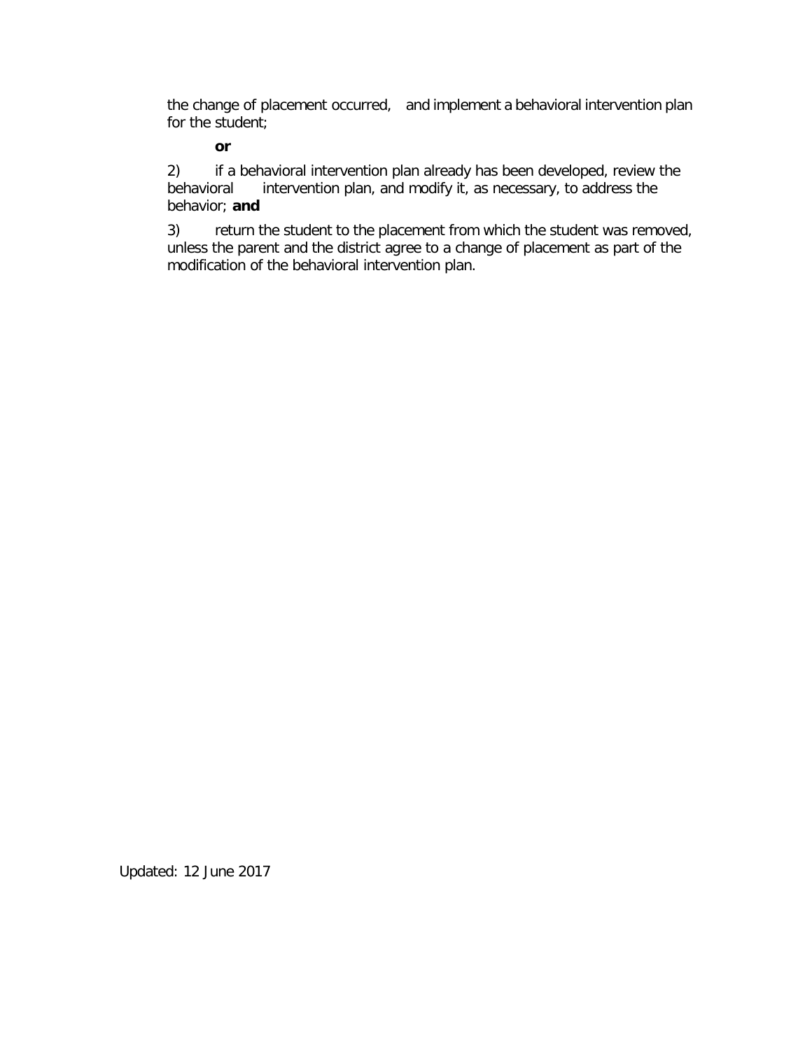the change of placement occurred, and implement a behavioral intervention plan for the student;

**or**

2) if a behavioral intervention plan already has been developed, review the behavioral intervention plan, and modify it, as necessary, to address the behavior; **and**

3) return the student to the placement from which the student was removed, unless the parent and the district agree to a change of placement as part of the modification of the behavioral intervention plan.

Updated: 12 June 2017